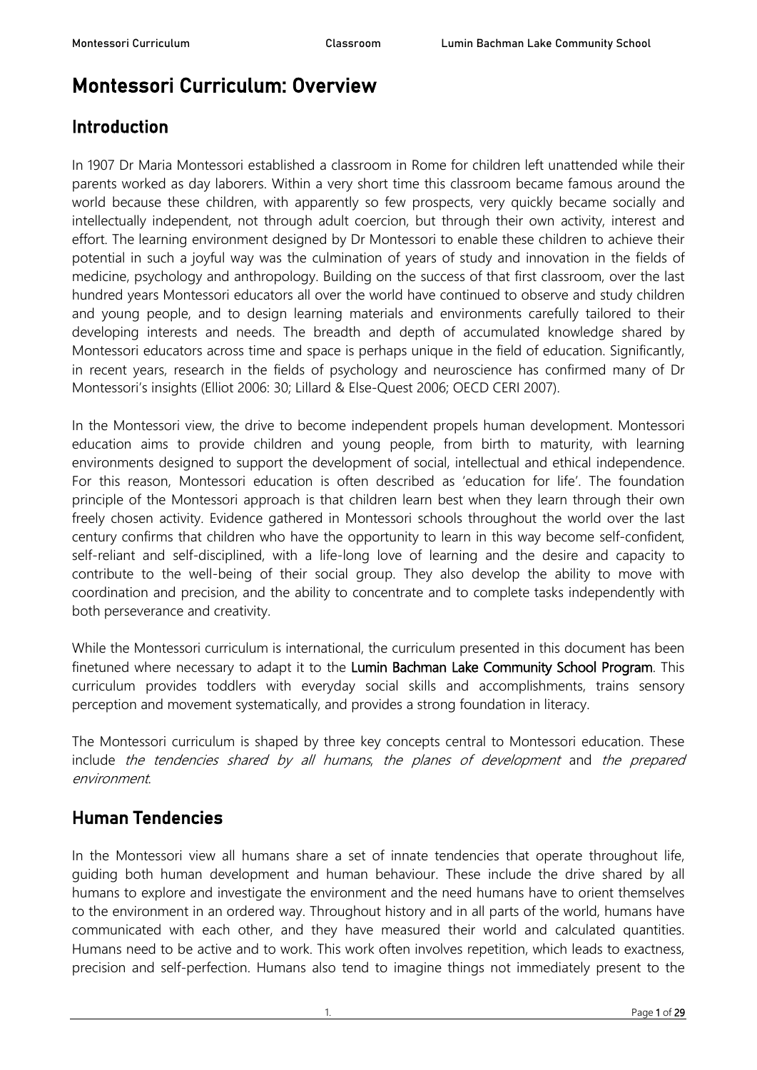# Montessori Curriculum: Overview

## Introduction

In 1907 Dr Maria Montessori established a classroom in Rome for children left unattended while their parents worked as day laborers. Within a very short time this classroom became famous around the world because these children, with apparently so few prospects, very quickly became socially and intellectually independent, not through adult coercion, but through their own activity, interest and effort. The learning environment designed by Dr Montessori to enable these children to achieve their potential in such a joyful way was the culmination of years of study and innovation in the fields of medicine, psychology and anthropology. Building on the success of that first classroom, over the last hundred years Montessori educators all over the world have continued to observe and study children and young people, and to design learning materials and environments carefully tailored to their developing interests and needs. The breadth and depth of accumulated knowledge shared by Montessori educators across time and space is perhaps unique in the field of education. Significantly, in recent years, research in the fields of psychology and neuroscience has confirmed many of Dr Montessori's insights (Elliot 2006: 30; Lillard & Else-Quest 2006; OECD CERI 2007).

In the Montessori view, the drive to become independent propels human development. Montessori education aims to provide children and young people, from birth to maturity, with learning environments designed to support the development of social, intellectual and ethical independence. For this reason, Montessori education is often described as 'education for life'. The foundation principle of the Montessori approach is that children learn best when they learn through their own freely chosen activity. Evidence gathered in Montessori schools throughout the world over the last century confirms that children who have the opportunity to learn in this way become self-confident, self-reliant and self-disciplined, with a life-long love of learning and the desire and capacity to contribute to the well-being of their social group. They also develop the ability to move with coordination and precision, and the ability to concentrate and to complete tasks independently with both perseverance and creativity.

While the Montessori curriculum is international, the curriculum presented in this document has been finetuned where necessary to adapt it to the Lumin Bachman Lake Community School Program. This curriculum provides toddlers with everyday social skills and accomplishments, trains sensory perception and movement systematically, and provides a strong foundation in literacy.

The Montessori curriculum is shaped by three key concepts central to Montessori education. These include *the tendencies shared by all humans*, *the planes of development* and *the prepared environment*.

## Human Tendencies

In the Montessori view all humans share a set of innate tendencies that operate throughout life, guiding both human development and human behaviour. These include the drive shared by all humans to explore and investigate the environment and the need humans have to orient themselves to the environment in an ordered way. Throughout history and in all parts of the world, humans have communicated with each other, and they have measured their world and calculated quantities. Humans need to be active and to work. This work often involves repetition, which leads to exactness, precision and self-perfection. Humans also tend to imagine things not immediately present to the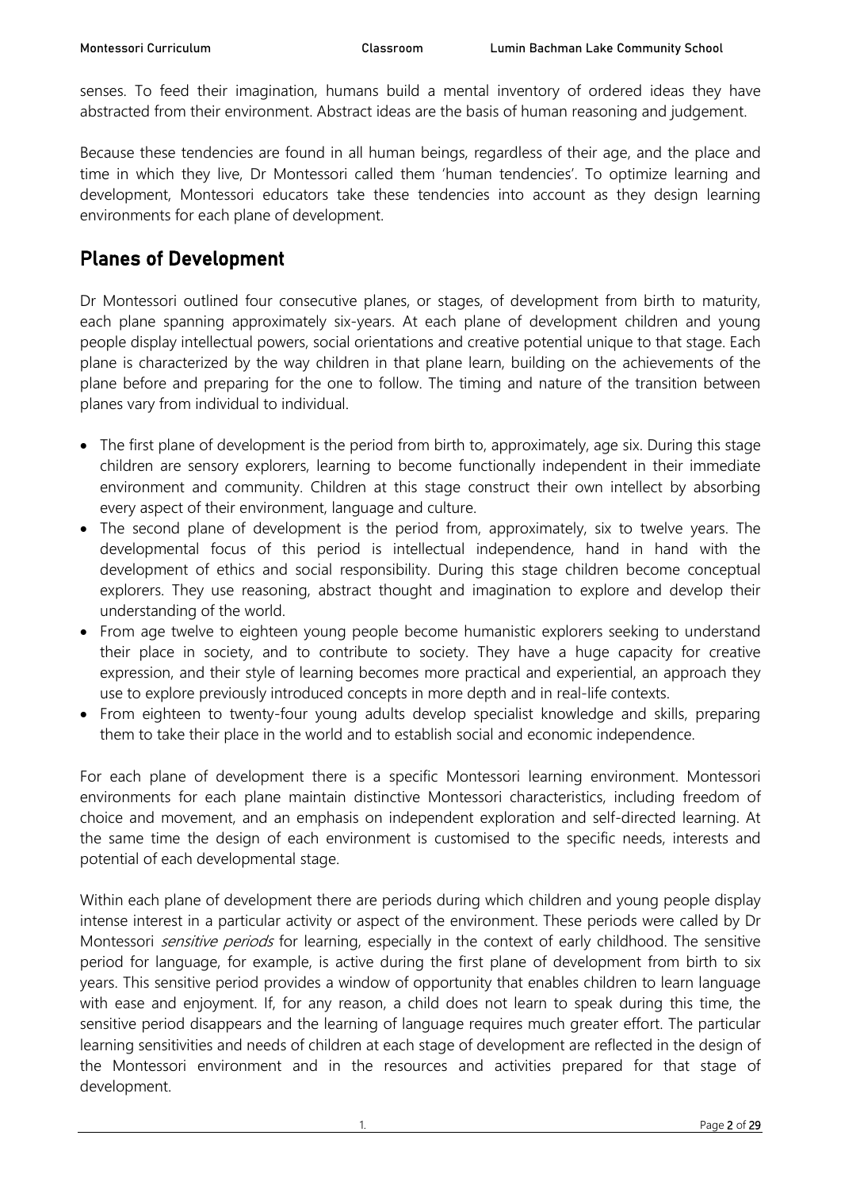senses. To feed their imagination, humans build a mental inventory of ordered ideas they have abstracted from their environment. Abstract ideas are the basis of human reasoning and judgement.

Because these tendencies are found in all human beings, regardless of their age, and the place and time in which they live, Dr Montessori called them 'human tendencies'. To optimize learning and development, Montessori educators take these tendencies into account as they design learning environments for each plane of development.

## Planes of Development

Dr Montessori outlined four consecutive planes, or stages, of development from birth to maturity, each plane spanning approximately six-years. At each plane of development children and young people display intellectual powers, social orientations and creative potential unique to that stage. Each plane is characterized by the way children in that plane learn, building on the achievements of the plane before and preparing for the one to follow. The timing and nature of the transition between planes vary from individual to individual.

- The first plane of development is the period from birth to, approximately, age six. During this stage children are sensory explorers, learning to become functionally independent in their immediate environment and community. Children at this stage construct their own intellect by absorbing every aspect of their environment, language and culture.
- The second plane of development is the period from, approximately, six to twelve years. The developmental focus of this period is intellectual independence, hand in hand with the development of ethics and social responsibility. During this stage children become conceptual explorers. They use reasoning, abstract thought and imagination to explore and develop their understanding of the world.
- From age twelve to eighteen young people become humanistic explorers seeking to understand their place in society, and to contribute to society. They have a huge capacity for creative expression, and their style of learning becomes more practical and experiential, an approach they use to explore previously introduced concepts in more depth and in real-life contexts.
- From eighteen to twenty-four young adults develop specialist knowledge and skills, preparing them to take their place in the world and to establish social and economic independence.

For each plane of development there is a specific Montessori learning environment. Montessori environments for each plane maintain distinctive Montessori characteristics, including freedom of choice and movement, and an emphasis on independent exploration and self-directed learning. At the same time the design of each environment is customised to the specific needs, interests and potential of each developmental stage.

Within each plane of development there are periods during which children and young people display intense interest in a particular activity or aspect of the environment. These periods were called by Dr Montessori *sensitive periods* for learning, especially in the context of early childhood. The sensitive period for language, for example, is active during the first plane of development from birth to six years. This sensitive period provides a window of opportunity that enables children to learn language with ease and enjoyment. If, for any reason, a child does not learn to speak during this time, the sensitive period disappears and the learning of language requires much greater effort. The particular learning sensitivities and needs of children at each stage of development are reflected in the design of the Montessori environment and in the resources and activities prepared for that stage of development.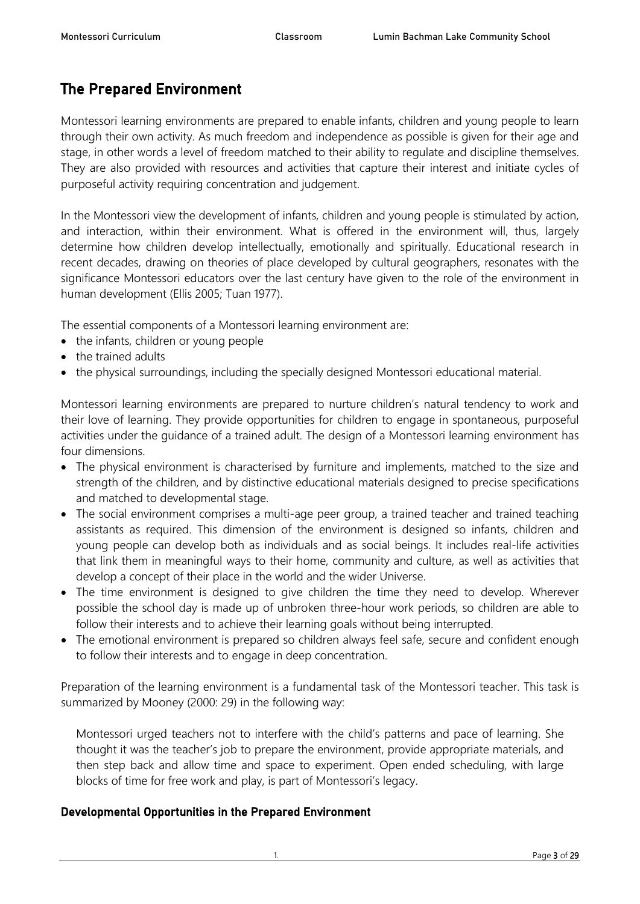## The Prepared Environment

Montessori learning environments are prepared to enable infants, children and young people to learn through their own activity. As much freedom and independence as possible is given for their age and stage, in other words a level of freedom matched to their ability to regulate and discipline themselves. They are also provided with resources and activities that capture their interest and initiate cycles of purposeful activity requiring concentration and judgement.

In the Montessori view the development of infants, children and young people is stimulated by action, and interaction, within their environment. What is offered in the environment will, thus, largely determine how children develop intellectually, emotionally and spiritually. Educational research in recent decades, drawing on theories of place developed by cultural geographers, resonates with the significance Montessori educators over the last century have given to the role of the environment in human development (Ellis 2005; Tuan 1977).

The essential components of a Montessori learning environment are:

- the infants, children or young people
- the trained adults
- the physical surroundings, including the specially designed Montessori educational material.

Montessori learning environments are prepared to nurture children's natural tendency to work and their love of learning. They provide opportunities for children to engage in spontaneous, purposeful activities under the guidance of a trained adult. The design of a Montessori learning environment has four dimensions.

- The physical environment is characterised by furniture and implements, matched to the size and strength of the children, and by distinctive educational materials designed to precise specifications and matched to developmental stage.
- The social environment comprises a multi-age peer group, a trained teacher and trained teaching assistants as required. This dimension of the environment is designed so infants, children and young people can develop both as individuals and as social beings. It includes real-life activities that link them in meaningful ways to their home, community and culture, as well as activities that develop a concept of their place in the world and the wider Universe.
- The time environment is designed to give children the time they need to develop. Wherever possible the school day is made up of unbroken three-hour work periods, so children are able to follow their interests and to achieve their learning goals without being interrupted.
- The emotional environment is prepared so children always feel safe, secure and confident enough to follow their interests and to engage in deep concentration.

Preparation of the learning environment is a fundamental task of the Montessori teacher. This task is summarized by Mooney (2000: 29) in the following way:

> Montessori urged teachers not to interfere with the child's patterns and pace of learning. She thought it was the teacher's job to prepare the environment, provide appropriate materials, and then step back and allow time and space to experiment. Open ended scheduling, with large blocks of time for free work and play, is part of Montessori's legacy.

### Developmental Opportunities in the Prepared Environment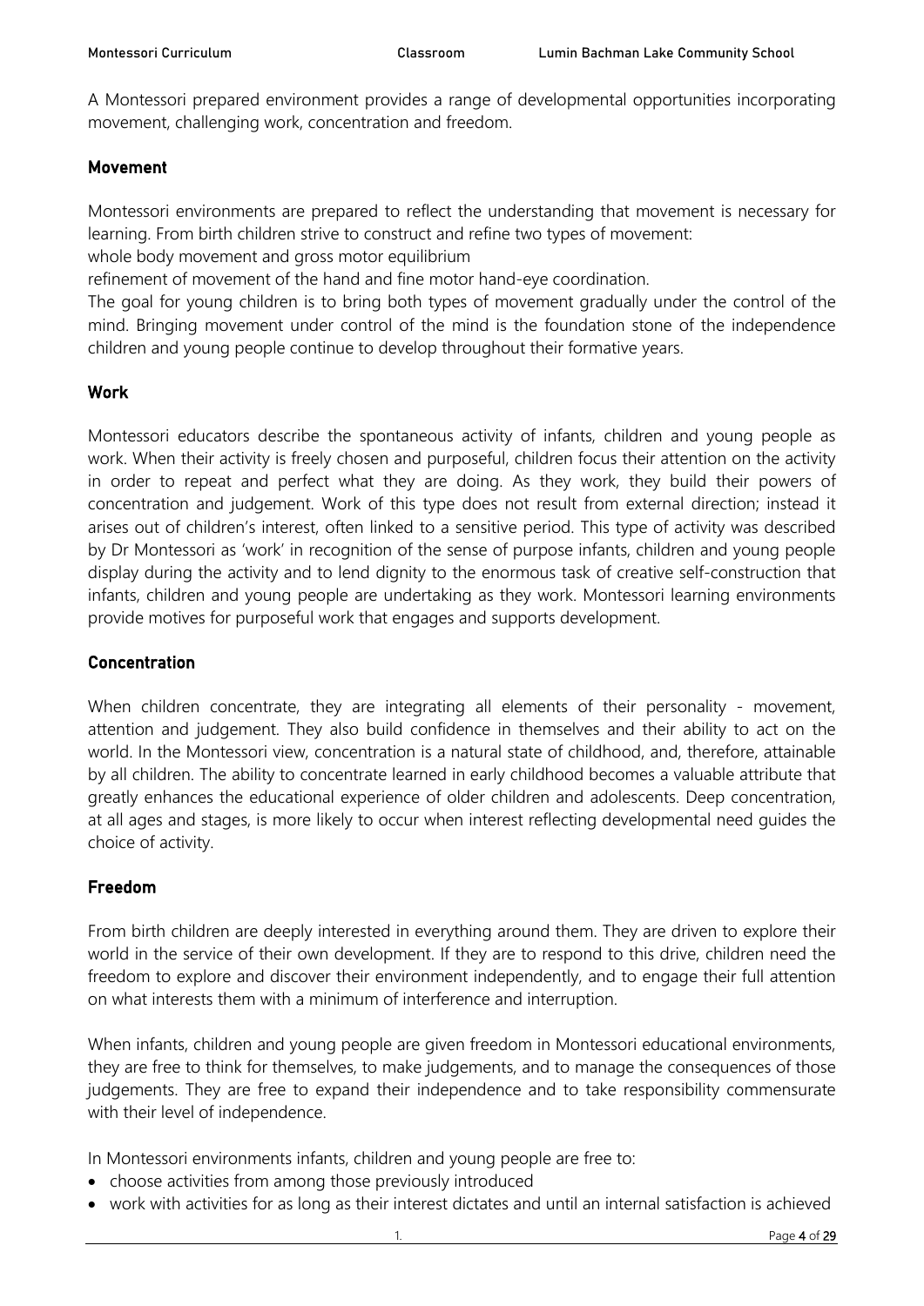A Montessori prepared environment provides a range of developmental opportunities incorporating movement, challenging work, concentration and freedom.

## Movement

Montessori environments are prepared to reflect the understanding that movement is necessary for learning. From birth children strive to construct and refine two types of movement:
whole body movement and gross motor equilibrium
refinement of movement of the hand and fine motor hand-eye coordination.
The goal for young children is to bring both types of movement gradually under the control of the mind. Bringing movement under control of the mind is the foundation stone of the independence children and young people continue to develop throughout their formative years.

## Work

Montessori educators describe the spontaneous activity of infants, children and young people as work. When their activity is freely chosen and purposeful, children focus their attention on the activity in order to repeat and perfect what they are doing. As they work, they build their powers of concentration and judgement. Work of this type does not result from external direction; instead it arises out of children's interest, often linked to a sensitive period. This type of activity was described by Dr Montessori as 'work' in recognition of the sense of purpose infants, children and young people display during the activity and to lend dignity to the enormous task of creative self-construction that infants, children and young people are undertaking as they work. Montessori learning environments provide motives for purposeful work that engages and supports development.

## Concentration

When children concentrate, they are integrating all elements of their personality - movement, attention and judgement. They also build confidence in themselves and their ability to act on the world. In the Montessori view, concentration is a natural state of childhood, and, therefore, attainable by all children. The ability to concentrate learned in early childhood becomes a valuable attribute that greatly enhances the educational experience of older children and adolescents. Deep concentration, at all ages and stages, is more likely to occur when interest reflecting developmental need guides the choice of activity.

## Freedom

From birth children are deeply interested in everything around them. They are driven to explore their world in the service of their own development. If they are to respond to this drive, children need the freedom to explore and discover their environment independently, and to engage their full attention on what interests them with a minimum of interference and interruption.

When infants, children and young people are given freedom in Montessori educational environments, they are free to think for themselves, to make judgements, and to manage the consequences of those judgements. They are free to expand their independence and to take responsibility commensurate with their level of independence.

In Montessori environments infants, children and young people are free to:

- choose activities from among those previously introduced
- work with activities for as long as their interest dictates and until an internal satisfaction is achieved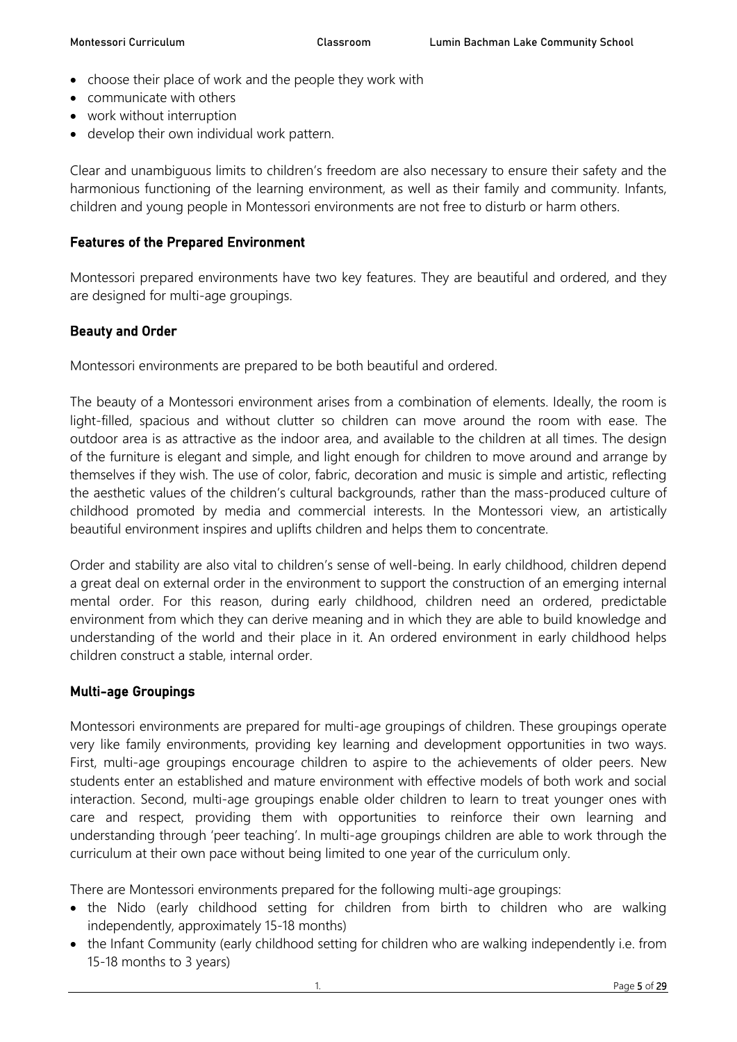- choose their place of work and the people they work with
- communicate with others
- work without interruption
- develop their own individual work pattern.

Clear and unambiguous limits to children's freedom are also necessary to ensure their safety and the harmonious functioning of the learning environment, as well as their family and community. Infants, children and young people in Montessori environments are not free to disturb or harm others.

### Features of the Prepared Environment

Montessori prepared environments have two key features. They are beautiful and ordered, and they are designed for multi-age groupings.

### Beauty and Order

Montessori environments are prepared to be both beautiful and ordered.

The beauty of a Montessori environment arises from a combination of elements. Ideally, the room is light-filled, spacious and without clutter so children can move around the room with ease. The outdoor area is as attractive as the indoor area, and available to the children at all times. The design of the furniture is elegant and simple, and light enough for children to move around and arrange by themselves if they wish. The use of color, fabric, decoration and music is simple and artistic, reflecting the aesthetic values of the children's cultural backgrounds, rather than the mass-produced culture of childhood promoted by media and commercial interests. In the Montessori view, an artistically beautiful environment inspires and uplifts children and helps them to concentrate.

Order and stability are also vital to children's sense of well-being. In early childhood, children depend a great deal on external order in the environment to support the construction of an emerging internal mental order. For this reason, during early childhood, children need an ordered, predictable environment from which they can derive meaning and in which they are able to build knowledge and understanding of the world and their place in it. An ordered environment in early childhood helps children construct a stable, internal order.

### Multi-age Groupings

Montessori environments are prepared for multi-age groupings of children. These groupings operate very like family environments, providing key learning and development opportunities in two ways. First, multi-age groupings encourage children to aspire to the achievements of older peers. New students enter an established and mature environment with effective models of both work and social interaction. Second, multi-age groupings enable older children to learn to treat younger ones with care and respect, providing them with opportunities to reinforce their own learning and understanding through 'peer teaching'. In multi-age groupings children are able to work through the curriculum at their own pace without being limited to one year of the curriculum only.

There are Montessori environments prepared for the following multi-age groupings:

- the Nido (early childhood setting for children from birth to children who are walking independently, approximately 15-18 months)
- the Infant Community (early childhood setting for children who are walking independently i.e. from 15-18 months to 3 years)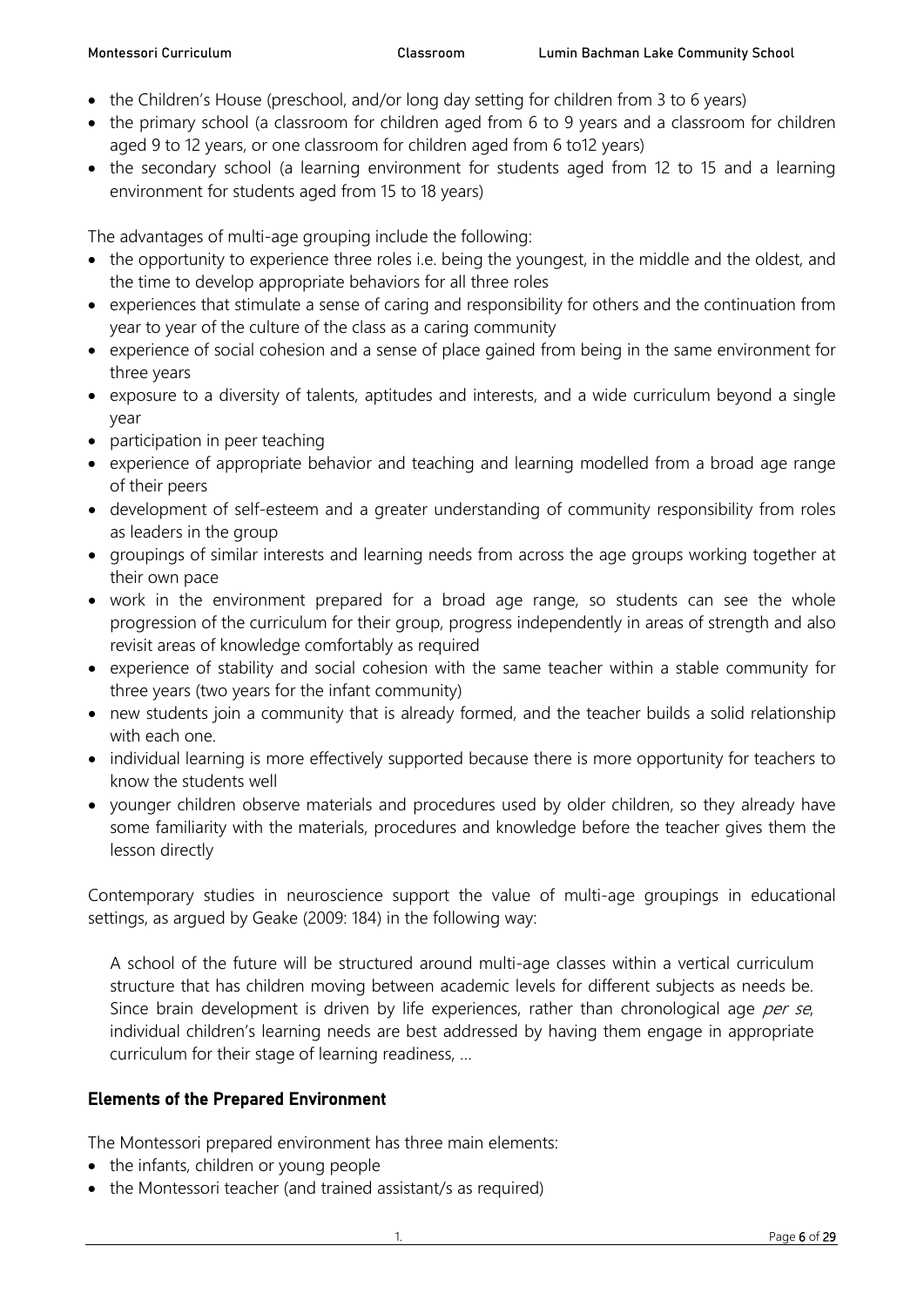- the Children's House (preschool, and/or long day setting for children from 3 to 6 years)
- the primary school (a classroom for children aged from 6 to 9 years and a classroom for children aged 9 to 12 years, or one classroom for children aged from 6 to12 years)
- the secondary school (a learning environment for students aged from 12 to 15 and a learning environment for students aged from 15 to 18 years)

The advantages of multi-age grouping include the following:

- the opportunity to experience three roles i.e. being the youngest, in the middle and the oldest, and the time to develop appropriate behaviors for all three roles
- experiences that stimulate a sense of caring and responsibility for others and the continuation from year to year of the culture of the class as a caring community
- experience of social cohesion and a sense of place gained from being in the same environment for three years
- exposure to a diversity of talents, aptitudes and interests, and a wide curriculum beyond a single year
- participation in peer teaching
- experience of appropriate behavior and teaching and learning modelled from a broad age range of their peers
- development of self-esteem and a greater understanding of community responsibility from roles as leaders in the group
- groupings of similar interests and learning needs from across the age groups working together at their own pace
- work in the environment prepared for a broad age range, so students can see the whole progression of the curriculum for their group, progress independently in areas of strength and also revisit areas of knowledge comfortably as required
- experience of stability and social cohesion with the same teacher within a stable community for three years (two years for the infant community)
- new students join a community that is already formed, and the teacher builds a solid relationship with each one.
- individual learning is more effectively supported because there is more opportunity for teachers to know the students well
- younger children observe materials and procedures used by older children, so they already have some familiarity with the materials, procedures and knowledge before the teacher gives them the lesson directly

Contemporary studies in neuroscience support the value of multi-age groupings in educational settings, as argued by Geake (2009: 184) in the following way:

> A school of the future will be structured around multi-age classes within a vertical curriculum structure that has children moving between academic levels for different subjects as needs be. Since brain development is driven by life experiences, rather than chronological age *per se*, individual children's learning needs are best addressed by having them engage in appropriate curriculum for their stage of learning readiness, ...

## Elements of the Prepared Environment

The Montessori prepared environment has three main elements:

- the infants, children or young people
- the Montessori teacher (and trained assistant/s as required)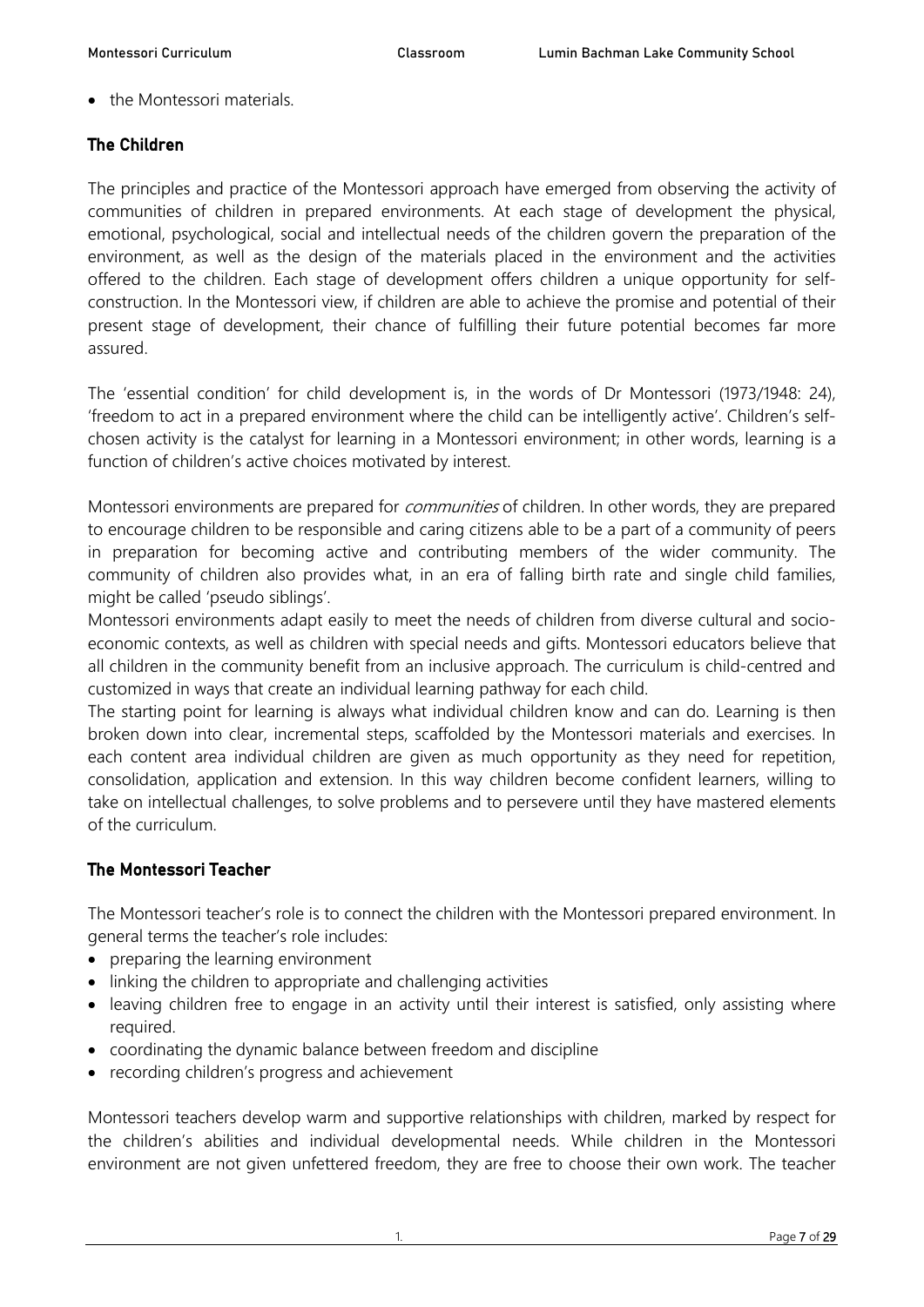- the Montessori materials.

### The Children

The principles and practice of the Montessori approach have emerged from observing the activity of communities of children in prepared environments. At each stage of development the physical, emotional, psychological, social and intellectual needs of the children govern the preparation of the environment, as well as the design of the materials placed in the environment and the activities offered to the children. Each stage of development offers children a unique opportunity for self-construction. In the Montessori view, if children are able to achieve the promise and potential of their present stage of development, their chance of fulfilling their future potential becomes far more assured.

The 'essential condition' for child development is, in the words of Dr Montessori (1973/1948: 24), 'freedom to act in a prepared environment where the child can be intelligently active'. Children's self-chosen activity is the catalyst for learning in a Montessori environment; in other words, learning is a function of children's active choices motivated by interest.

Montessori environments are prepared for *communities* of children. In other words, they are prepared to encourage children to be responsible and caring citizens able to be a part of a community of peers in preparation for becoming active and contributing members of the wider community. The community of children also provides what, in an era of falling birth rate and single child families, might be called 'pseudo siblings'.

Montessori environments adapt easily to meet the needs of children from diverse cultural and socio-economic contexts, as well as children with special needs and gifts. Montessori educators believe that all children in the community benefit from an inclusive approach. The curriculum is child-centred and customized in ways that create an individual learning pathway for each child.

The starting point for learning is always what individual children know and can do. Learning is then broken down into clear, incremental steps, scaffolded by the Montessori materials and exercises. In each content area individual children are given as much opportunity as they need for repetition, consolidation, application and extension. In this way children become confident learners, willing to take on intellectual challenges, to solve problems and to persevere until they have mastered elements of the curriculum.

### The Montessori Teacher

The Montessori teacher's role is to connect the children with the Montessori prepared environment. In general terms the teacher's role includes:

- preparing the learning environment
- linking the children to appropriate and challenging activities
- leaving children free to engage in an activity until their interest is satisfied, only assisting where required.
- coordinating the dynamic balance between freedom and discipline
- recording children's progress and achievement

Montessori teachers develop warm and supportive relationships with children, marked by respect for the children's abilities and individual developmental needs. While children in the Montessori environment are not given unfettered freedom, they are free to choose their own work. The teacher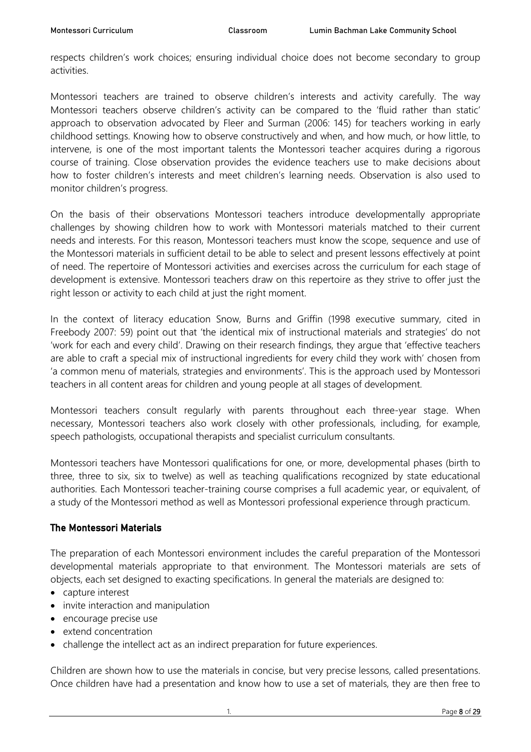respects children's work choices; ensuring individual choice does not become secondary to group activities.

Montessori teachers are trained to observe children's interests and activity carefully. The way Montessori teachers observe children's activity can be compared to the 'fluid rather than static' approach to observation advocated by Fleer and Surman (2006: 145) for teachers working in early childhood settings. Knowing how to observe constructively and when, and how much, or how little, to intervene, is one of the most important talents the Montessori teacher acquires during a rigorous course of training. Close observation provides the evidence teachers use to make decisions about how to foster children's interests and meet children's learning needs. Observation is also used to monitor children's progress.

On the basis of their observations Montessori teachers introduce developmentally appropriate challenges by showing children how to work with Montessori materials matched to their current needs and interests. For this reason, Montessori teachers must know the scope, sequence and use of the Montessori materials in sufficient detail to be able to select and present lessons effectively at point of need. The repertoire of Montessori activities and exercises across the curriculum for each stage of development is extensive. Montessori teachers draw on this repertoire as they strive to offer just the right lesson or activity to each child at just the right moment.

In the context of literacy education Snow, Burns and Griffin (1998 executive summary, cited in Freebody 2007: 59) point out that 'the identical mix of instructional materials and strategies' do not 'work for each and every child'. Drawing on their research findings, they argue that 'effective teachers are able to craft a special mix of instructional ingredients for every child they work with' chosen from 'a common menu of materials, strategies and environments'. This is the approach used by Montessori teachers in all content areas for children and young people at all stages of development.

Montessori teachers consult regularly with parents throughout each three-year stage. When necessary, Montessori teachers also work closely with other professionals, including, for example, speech pathologists, occupational therapists and specialist curriculum consultants.

Montessori teachers have Montessori qualifications for one, or more, developmental phases (birth to three, three to six, six to twelve) as well as teaching qualifications recognized by state educational authorities. Each Montessori teacher-training course comprises a full academic year, or equivalent, of a study of the Montessori method as well as Montessori professional experience through practicum.

## The Montessori Materials

The preparation of each Montessori environment includes the careful preparation of the Montessori developmental materials appropriate to that environment. The Montessori materials are sets of objects, each set designed to exacting specifications. In general the materials are designed to:

- capture interest
- invite interaction and manipulation
- encourage precise use
- extend concentration
- challenge the intellect act as an indirect preparation for future experiences.

Children are shown how to use the materials in concise, but very precise lessons, called presentations. Once children have had a presentation and know how to use a set of materials, they are then free to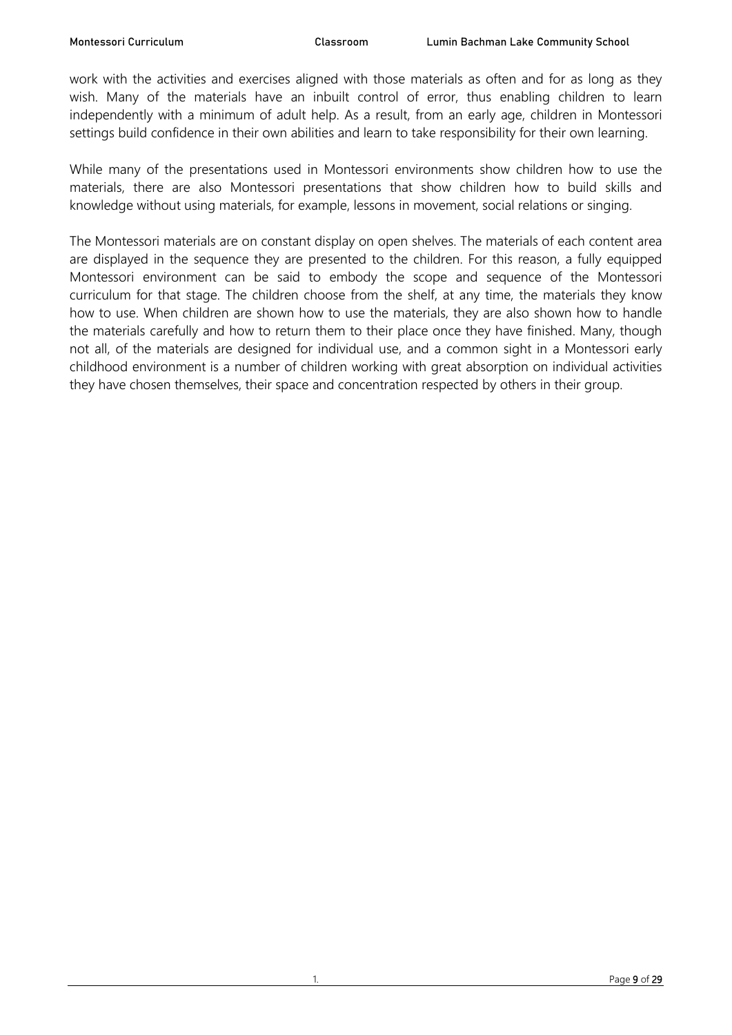work with the activities and exercises aligned with those materials as often and for as long as they wish. Many of the materials have an inbuilt control of error, thus enabling children to learn independently with a minimum of adult help. As a result, from an early age, children in Montessori settings build confidence in their own abilities and learn to take responsibility for their own learning.

While many of the presentations used in Montessori environments show children how to use the materials, there are also Montessori presentations that show children how to build skills and knowledge without using materials, for example, lessons in movement, social relations or singing.

The Montessori materials are on constant display on open shelves. The materials of each content area are displayed in the sequence they are presented to the children. For this reason, a fully equipped Montessori environment can be said to embody the scope and sequence of the Montessori curriculum for that stage. The children choose from the shelf, at any time, the materials they know how to use. When children are shown how to use the materials, they are also shown how to handle the materials carefully and how to return them to their place once they have finished. Many, though not all, of the materials are designed for individual use, and a common sight in a Montessori early childhood environment is a number of children working with great absorption on individual activities they have chosen themselves, their space and concentration respected by others in their group.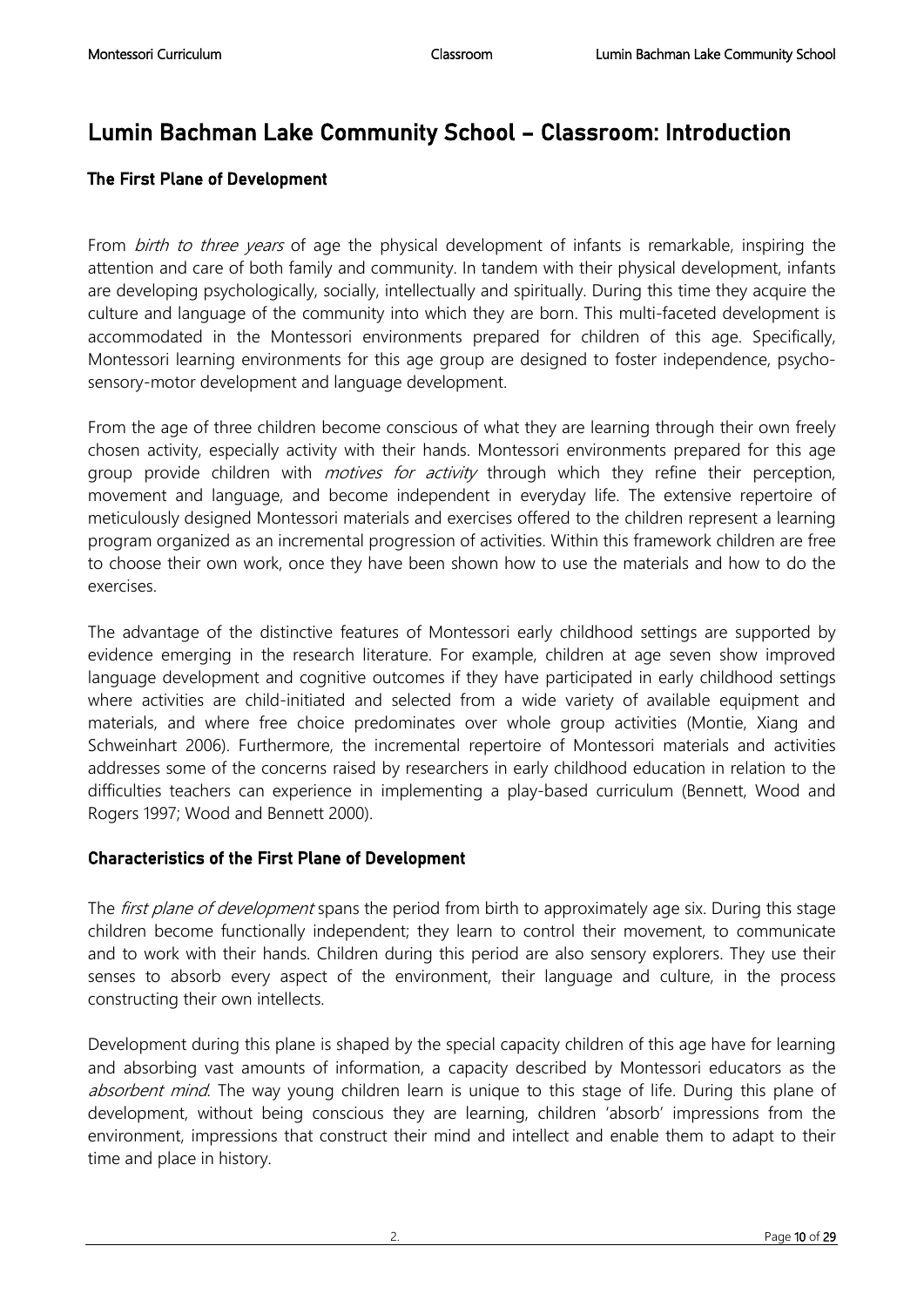## Lumin Bachman Lake Community School – Classroom: Introduction

### The First Plane of Development

From *birth to three years* of age the physical development of infants is remarkable, inspiring the attention and care of both family and community. In tandem with their physical development, infants are developing psychologically, socially, intellectually and spiritually. During this time they acquire the culture and language of the community into which they are born. This multi-faceted development is accommodated in the Montessori environments prepared for children of this age. Specifically, Montessori learning environments for this age group are designed to foster independence, psycho-sensory-motor development and language development.

From the age of three children become conscious of what they are learning through their own freely chosen activity, especially activity with their hands. Montessori environments prepared for this age group provide children with *motives for activity* through which they refine their perception, movement and language, and become independent in everyday life. The extensive repertoire of meticulously designed Montessori materials and exercises offered to the children represent a learning program organized as an incremental progression of activities. Within this framework children are free to choose their own work, once they have been shown how to use the materials and how to do the exercises.

The advantage of the distinctive features of Montessori early childhood settings are supported by evidence emerging in the research literature. For example, children at age seven show improved language development and cognitive outcomes if they have participated in early childhood settings where activities are child-initiated and selected from a wide variety of available equipment and materials, and where free choice predominates over whole group activities (Montie, Xiang and Schweinhart 2006). Furthermore, the incremental repertoire of Montessori materials and activities addresses some of the concerns raised by researchers in early childhood education in relation to the difficulties teachers can experience in implementing a play-based curriculum (Bennett, Wood and Rogers 1997; Wood and Bennett 2000).

### Characteristics of the First Plane of Development

The *first plane of development* spans the period from birth to approximately age six. During this stage children become functionally independent; they learn to control their movement, to communicate and to work with their hands. Children during this period are also sensory explorers. They use their senses to absorb every aspect of the environment, their language and culture, in the process constructing their own intellects.

Development during this plane is shaped by the special capacity children of this age have for learning and absorbing vast amounts of information, a capacity described by Montessori educators as the *absorbent mind*. The way young children learn is unique to this stage of life. During this plane of development, without being conscious they are learning, children 'absorb' impressions from the environment, impressions that construct their mind and intellect and enable them to adapt to their time and place in history.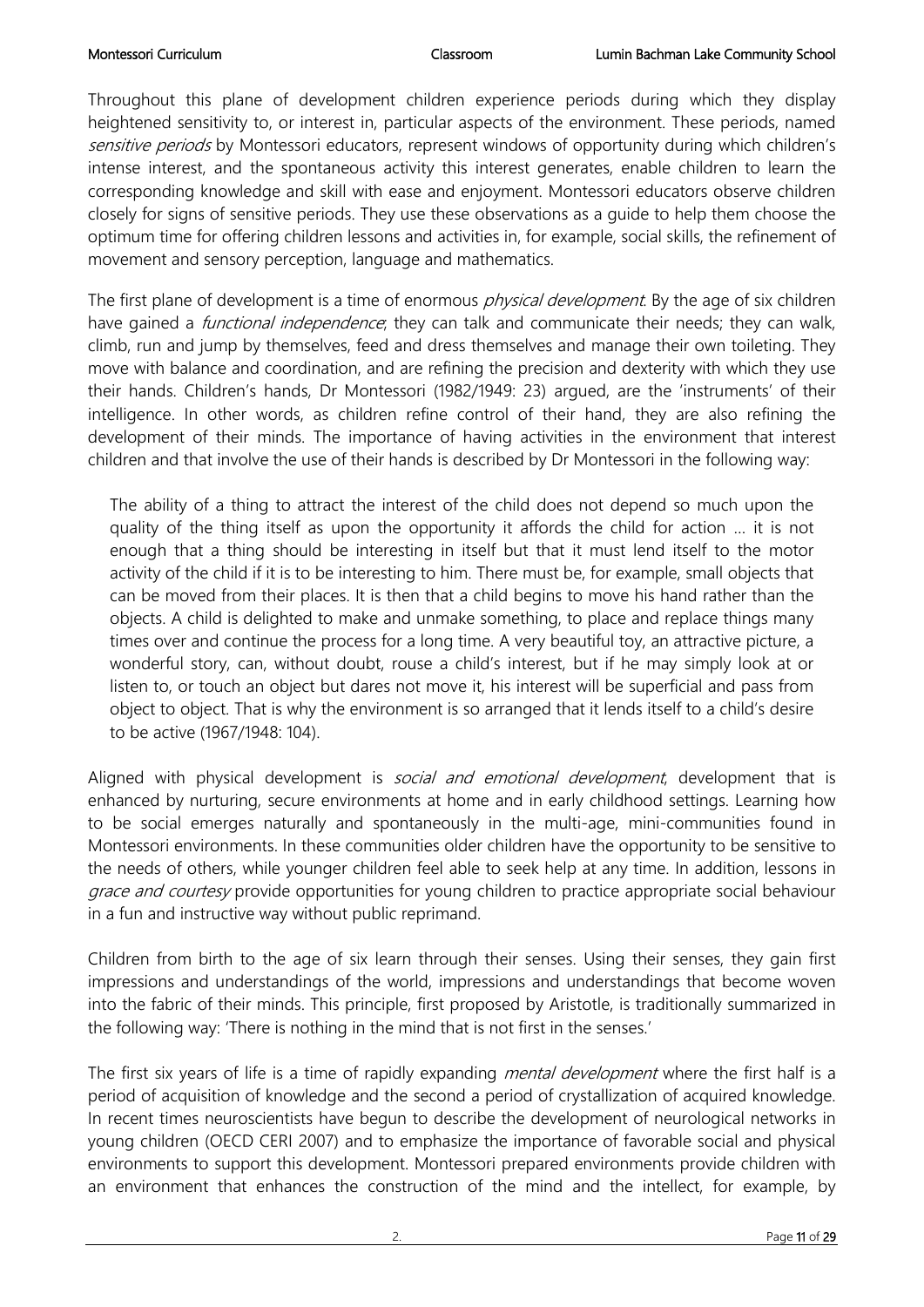Throughout this plane of development children experience periods during which they display heightened sensitivity to, or interest in, particular aspects of the environment. These periods, named *sensitive periods* by Montessori educators, represent windows of opportunity during which children's intense interest, and the spontaneous activity this interest generates, enable children to learn the corresponding knowledge and skill with ease and enjoyment. Montessori educators observe children closely for signs of sensitive periods. They use these observations as a guide to help them choose the optimum time for offering children lessons and activities in, for example, social skills, the refinement of movement and sensory perception, language and mathematics.

The first plane of development is a time of enormous *physical development*. By the age of six children have gained a *functional independence*; they can talk and communicate their needs; they can walk, climb, run and jump by themselves, feed and dress themselves and manage their own toileting. They move with balance and coordination, and are refining the precision and dexterity with which they use their hands. Children's hands, Dr Montessori (1982/1949: 23) argued, are the 'instruments' of their intelligence. In other words, as children refine control of their hand, they are also refining the development of their minds. The importance of having activities in the environment that interest children and that involve the use of their hands is described by Dr Montessori in the following way:

> The ability of a thing to attract the interest of the child does not depend so much upon the quality of the thing itself as upon the opportunity it affords the child for action … it is not enough that a thing should be interesting in itself but that it must lend itself to the motor activity of the child if it is to be interesting to him. There must be, for example, small objects that can be moved from their places. It is then that a child begins to move his hand rather than the objects. A child is delighted to make and unmake something, to place and replace things many times over and continue the process for a long time. A very beautiful toy, an attractive picture, a wonderful story, can, without doubt, rouse a child's interest, but if he may simply look at or listen to, or touch an object but dares not move it, his interest will be superficial and pass from object to object. That is why the environment is so arranged that it lends itself to a child's desire to be active (1967/1948: 104).

Aligned with physical development is *social and emotional development*, development that is enhanced by nurturing, secure environments at home and in early childhood settings. Learning how to be social emerges naturally and spontaneously in the multi-age, mini-communities found in Montessori environments. In these communities older children have the opportunity to be sensitive to the needs of others, while younger children feel able to seek help at any time. In addition, lessons in *grace and courtesy* provide opportunities for young children to practice appropriate social behaviour in a fun and instructive way without public reprimand.

Children from birth to the age of six learn through their senses. Using their senses, they gain first impressions and understandings of the world, impressions and understandings that become woven into the fabric of their minds. This principle, first proposed by Aristotle, is traditionally summarized in the following way: 'There is nothing in the mind that is not first in the senses.'

The first six years of life is a time of rapidly expanding *mental development* where the first half is a period of acquisition of knowledge and the second a period of crystallization of acquired knowledge. In recent times neuroscientists have begun to describe the development of neurological networks in young children (OECD CERI 2007) and to emphasize the importance of favorable social and physical environments to support this development. Montessori prepared environments provide children with an environment that enhances the construction of the mind and the intellect, for example, by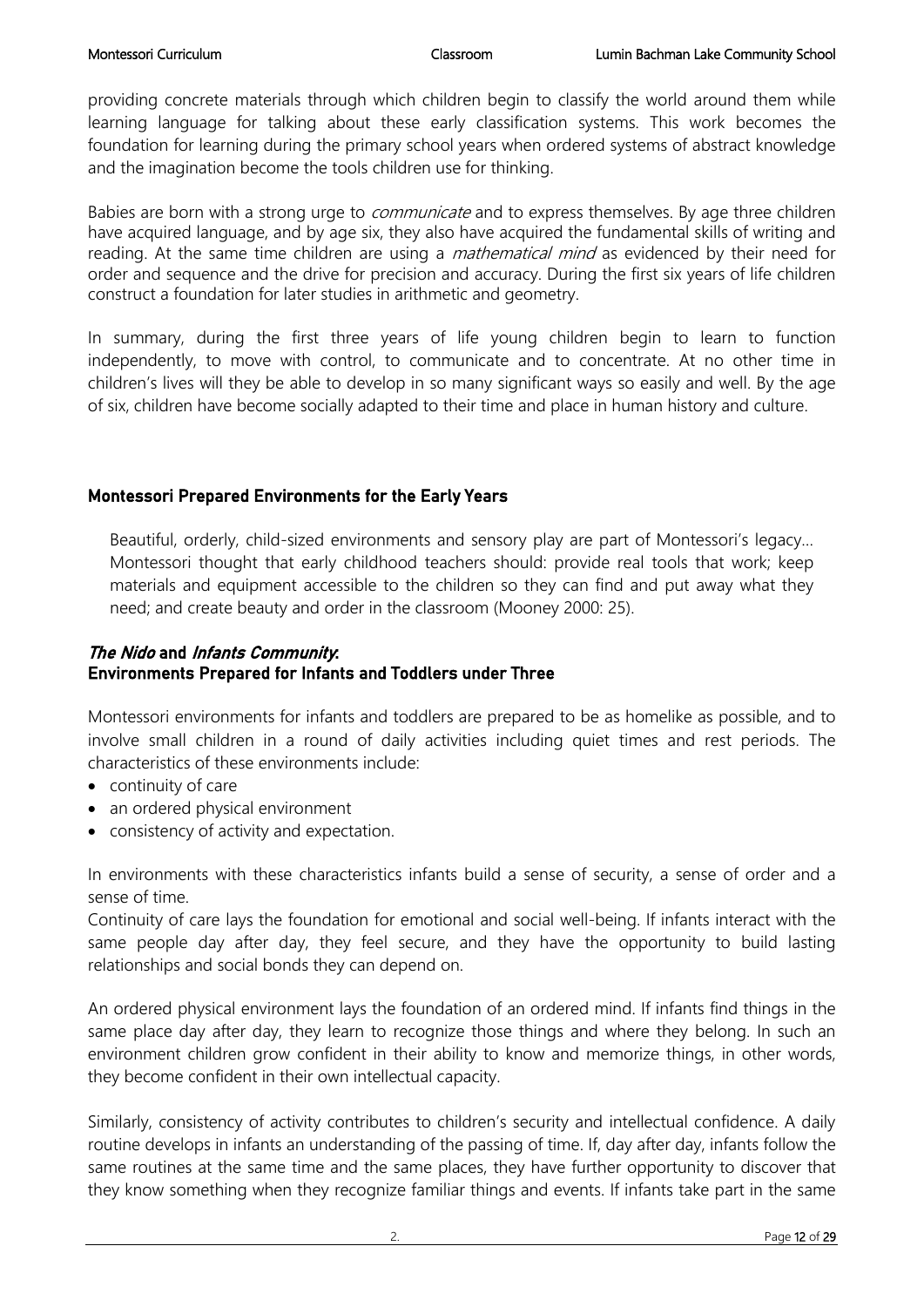providing concrete materials through which children begin to classify the world around them while learning language for talking about these early classification systems. This work becomes the foundation for learning during the primary school years when ordered systems of abstract knowledge and the imagination become the tools children use for thinking.

Babies are born with a strong urge to *communicate* and to express themselves. By age three children have acquired language, and by age six, they also have acquired the fundamental skills of writing and reading. At the same time children are using a *mathematical mind* as evidenced by their need for order and sequence and the drive for precision and accuracy. During the first six years of life children construct a foundation for later studies in arithmetic and geometry.

In summary, during the first three years of life young children begin to learn to function independently, to move with control, to communicate and to concentrate. At no other time in children's lives will they be able to develop in so many significant ways so easily and well. By the age of six, children have become socially adapted to their time and place in human history and culture.

### Montessori Prepared Environments for the Early Years

> Beautiful, orderly, child-sized environments and sensory play are part of Montessori's legacy… Montessori thought that early childhood teachers should: provide real tools that work; keep materials and equipment accessible to the children so they can find and put away what they need; and create beauty and order in the classroom (Mooney 2000: 25).

### *The Nido* and *Infants Community*: Environments Prepared for Infants and Toddlers under Three

Montessori environments for infants and toddlers are prepared to be as homelike as possible, and to involve small children in a round of daily activities including quiet times and rest periods. The characteristics of these environments include:

- continuity of care
- an ordered physical environment
- consistency of activity and expectation.

In environments with these characteristics infants build a sense of security, a sense of order and a sense of time.

Continuity of care lays the foundation for emotional and social well-being. If infants interact with the same people day after day, they feel secure, and they have the opportunity to build lasting relationships and social bonds they can depend on.

An ordered physical environment lays the foundation of an ordered mind. If infants find things in the same place day after day, they learn to recognize those things and where they belong. In such an environment children grow confident in their ability to know and memorize things, in other words, they become confident in their own intellectual capacity.

Similarly, consistency of activity contributes to children's security and intellectual confidence. A daily routine develops in infants an understanding of the passing of time. If, day after day, infants follow the same routines at the same time and the same places, they have further opportunity to discover that they know something when they recognize familiar things and events. If infants take part in the same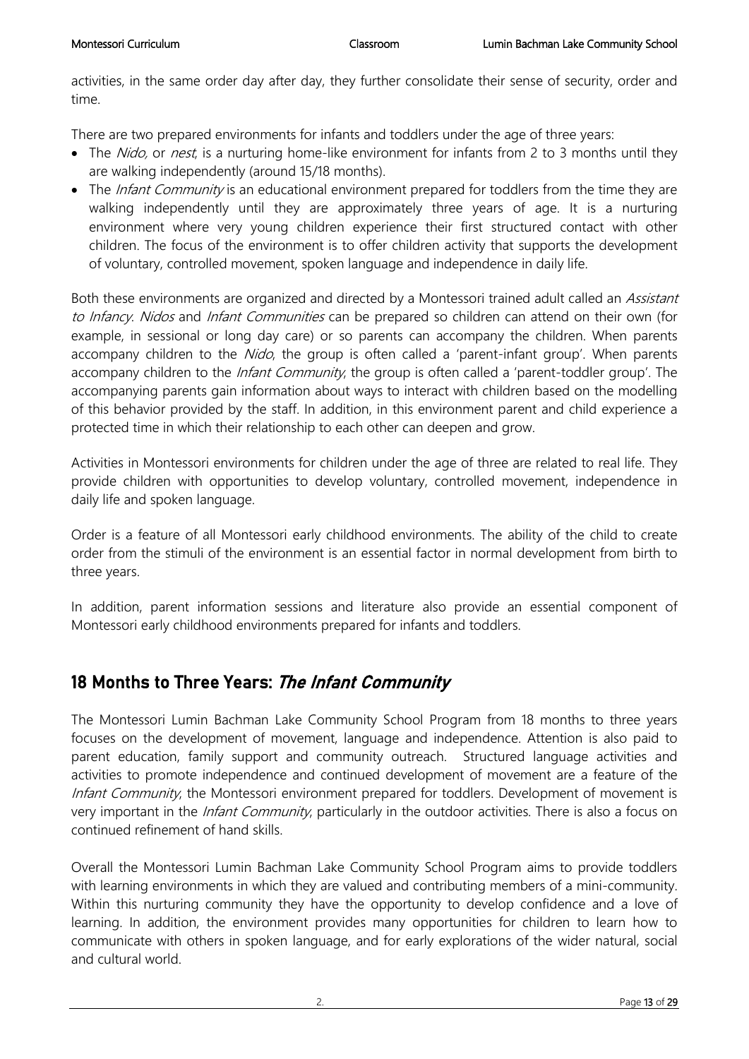activities, in the same order day after day, they further consolidate their sense of security, order and time.

There are two prepared environments for infants and toddlers under the age of three years:

- The *Nido,* or *nest*, is a nurturing home-like environment for infants from 2 to 3 months until they are walking independently (around 15/18 months).
- The *Infant Community* is an educational environment prepared for toddlers from the time they are walking independently until they are approximately three years of age. It is a nurturing environment where very young children experience their first structured contact with other children. The focus of the environment is to offer children activity that supports the development of voluntary, controlled movement, spoken language and independence in daily life.

Both these environments are organized and directed by a Montessori trained adult called an *Assistant to Infancy*. *Nidos* and *Infant Communities* can be prepared so children can attend on their own (for example, in sessional or long day care) or so parents can accompany the children. When parents accompany children to the *Nido*, the group is often called a 'parent-infant group'. When parents accompany children to the *Infant Community*, the group is often called a 'parent-toddler group'. The accompanying parents gain information about ways to interact with children based on the modelling of this behavior provided by the staff. In addition, in this environment parent and child experience a protected time in which their relationship to each other can deepen and grow.

Activities in Montessori environments for children under the age of three are related to real life. They provide children with opportunities to develop voluntary, controlled movement, independence in daily life and spoken language.

Order is a feature of all Montessori early childhood environments. The ability of the child to create order from the stimuli of the environment is an essential factor in normal development from birth to three years.

In addition, parent information sessions and literature also provide an essential component of Montessori early childhood environments prepared for infants and toddlers.

## 18 Months to Three Years: *The Infant Community*

The Montessori Lumin Bachman Lake Community School Program from 18 months to three years focuses on the development of movement, language and independence. Attention is also paid to parent education, family support and community outreach. Structured language activities and activities to promote independence and continued development of movement are a feature of the *Infant Community*, the Montessori environment prepared for toddlers. Development of movement is very important in the *Infant Community*, particularly in the outdoor activities. There is also a focus on continued refinement of hand skills.

Overall the Montessori Lumin Bachman Lake Community School Program aims to provide toddlers with learning environments in which they are valued and contributing members of a mini-community. Within this nurturing community they have the opportunity to develop confidence and a love of learning. In addition, the environment provides many opportunities for children to learn how to communicate with others in spoken language, and for early explorations of the wider natural, social and cultural world.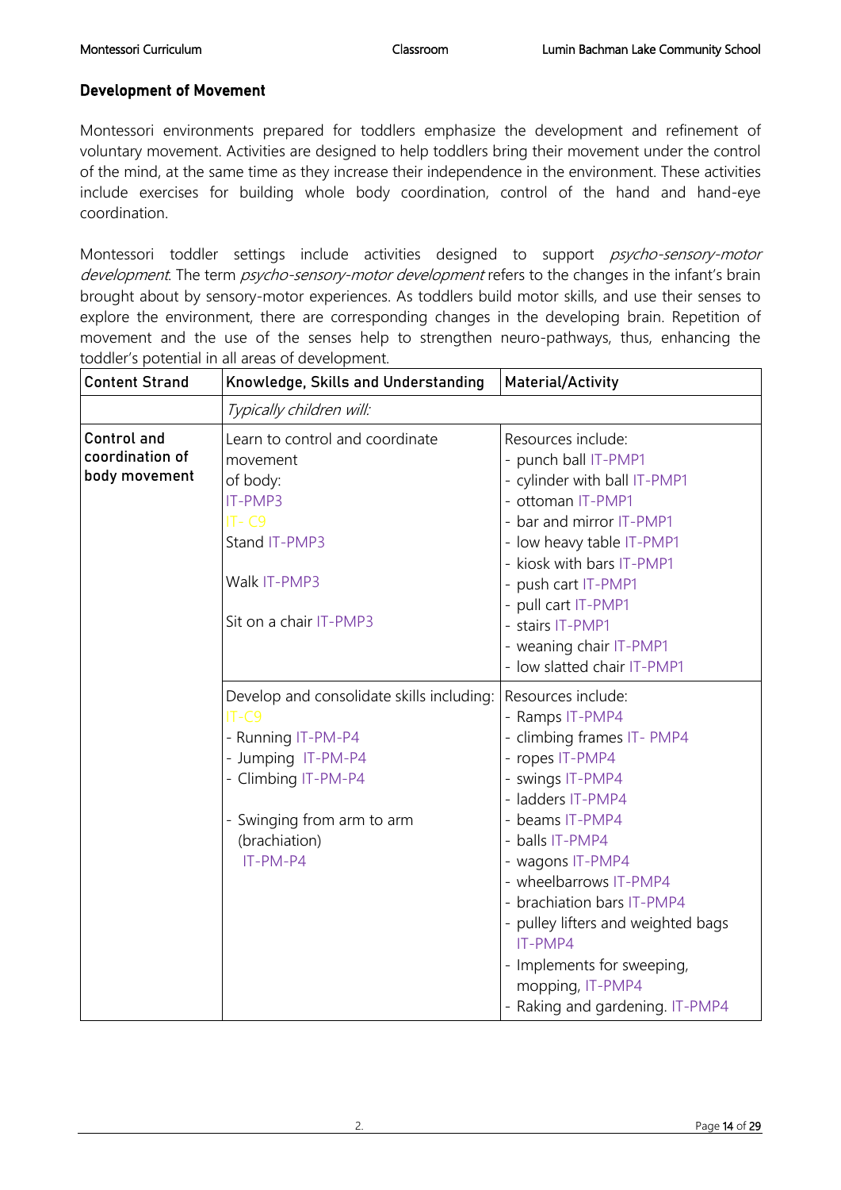### Development of Movement

Montessori environments prepared for toddlers emphasize the development and refinement of voluntary movement. Activities are designed to help toddlers bring their movement under the control of the mind, at the same time as they increase their independence in the environment. These activities include exercises for building whole body coordination, control of the hand and hand-eye coordination.

Montessori toddler settings include activities designed to support *psycho-sensory-motor development*. The term *psycho-sensory-motor development* refers to the changes in the infant's brain brought about by sensory-motor experiences. As toddlers build motor skills, and use their senses to explore the environment, there are corresponding changes in the developing brain. Repetition of movement and the use of the senses help to strengthen neuro-pathways, thus, enhancing the toddler's potential in all areas of development.

| Content Strand | Knowledge, Skills and Understanding | Material/Activity |
|---|---|---|
| | *Typically children will:* | |
| **Control and coordination of body movement** | Learn to control and coordinate movement of body: IT-PMP3 IT- C9<br>Stand IT-PMP3<br><br>Walk IT-PMP3<br><br>Sit on a chair IT-PMP3 | Resources include:<br>- punch ball IT-PMP1<br>- cylinder with ball IT-PMP1<br>- ottoman IT-PMP1<br>- bar and mirror IT-PMP1<br>- low heavy table IT-PMP1<br>- kiosk with bars IT-PMP1<br>- push cart IT-PMP1<br>- pull cart IT-PMP1<br>- stairs IT-PMP1<br>- weaning chair IT-PMP1<br>- low slatted chair IT-PMP1 |
| | Develop and consolidate skills including: IT-C9<br>- Running IT-PM-P4<br>- Jumping IT-PM-P4<br>- Climbing IT-PM-P4<br><br>- Swinging from arm to arm (brachiation) IT-PM-P4 | Resources include:<br>- Ramps IT-PMP4<br>- climbing frames IT- PMP4<br>- ropes IT-PMP4<br>- swings IT-PMP4<br>- ladders IT-PMP4<br>- beams IT-PMP4<br>- balls IT-PMP4<br>- wagons IT-PMP4<br>- wheelbarrows IT-PMP4<br>- brachiation bars IT-PMP4<br>- pulley lifters and weighted bags IT-PMP4<br>- Implements for sweeping, mopping, IT-PMP4<br>- Raking and gardening. IT-PMP4 |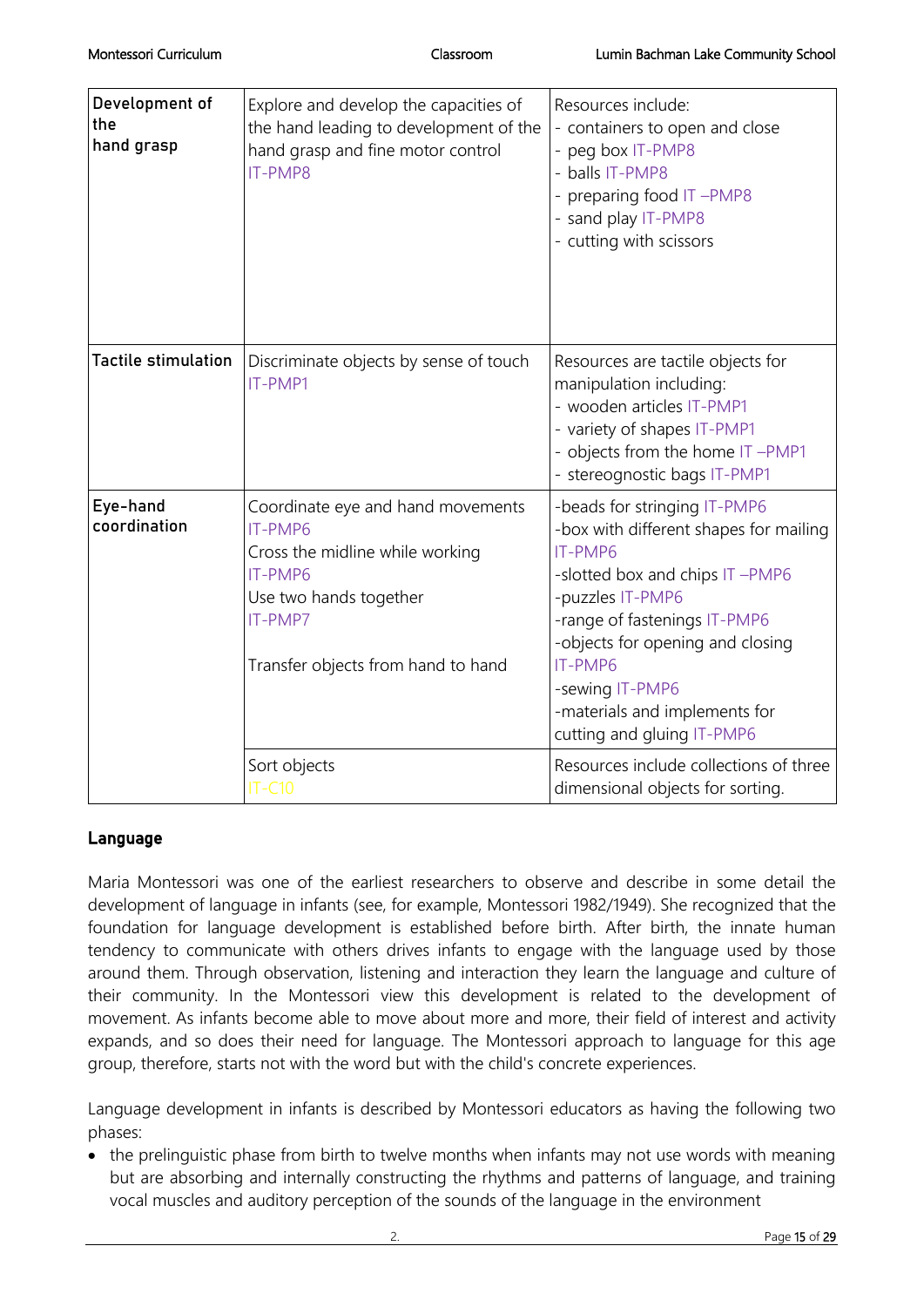| | | |
|---|---|---|
| **Development of the hand grasp** | Explore and develop the capacities of the hand leading to development of the hand grasp and fine motor control IT-PMP8 | Resources include:<br>- containers to open and close<br>- peg box IT-PMP8<br>- balls IT-PMP8<br>- preparing food IT –PMP8<br>- sand play IT-PMP8<br>- cutting with scissors |
| **Tactile stimulation** | Discriminate objects by sense of touch IT-PMP1 | Resources are tactile objects for manipulation including:<br>- wooden articles IT-PMP1<br>- variety of shapes IT-PMP1<br>- objects from the home IT –PMP1<br>- stereognostic bags IT-PMP1 |
| **Eye-hand coordination** | Coordinate eye and hand movements IT-PMP6<br>Cross the midline while working IT-PMP6<br>Use two hands together IT-PMP7<br><br>Transfer objects from hand to hand | -beads for stringing IT-PMP6<br>-box with different shapes for mailing IT-PMP6<br>-slotted box and chips IT –PMP6<br>-puzzles IT-PMP6<br>-range of fastenings IT-PMP6<br>-objects for opening and closing IT-PMP6<br>-sewing IT-PMP6<br>-materials and implements for cutting and gluing IT-PMP6 |
| | Sort objects IT-C10 | Resources include collections of three dimensional objects for sorting. |

## Language

Maria Montessori was one of the earliest researchers to observe and describe in some detail the development of language in infants (see, for example, Montessori 1982/1949). She recognized that the foundation for language development is established before birth. After birth, the innate human tendency to communicate with others drives infants to engage with the language used by those around them. Through observation, listening and interaction they learn the language and culture of their community. In the Montessori view this development is related to the development of movement. As infants become able to move about more and more, their field of interest and activity expands, and so does their need for language. The Montessori approach to language for this age group, therefore, starts not with the word but with the child's concrete experiences.

Language development in infants is described by Montessori educators as having the following two phases:

- the prelinguistic phase from birth to twelve months when infants may not use words with meaning but are absorbing and internally constructing the rhythms and patterns of language, and training vocal muscles and auditory perception of the sounds of the language in the environment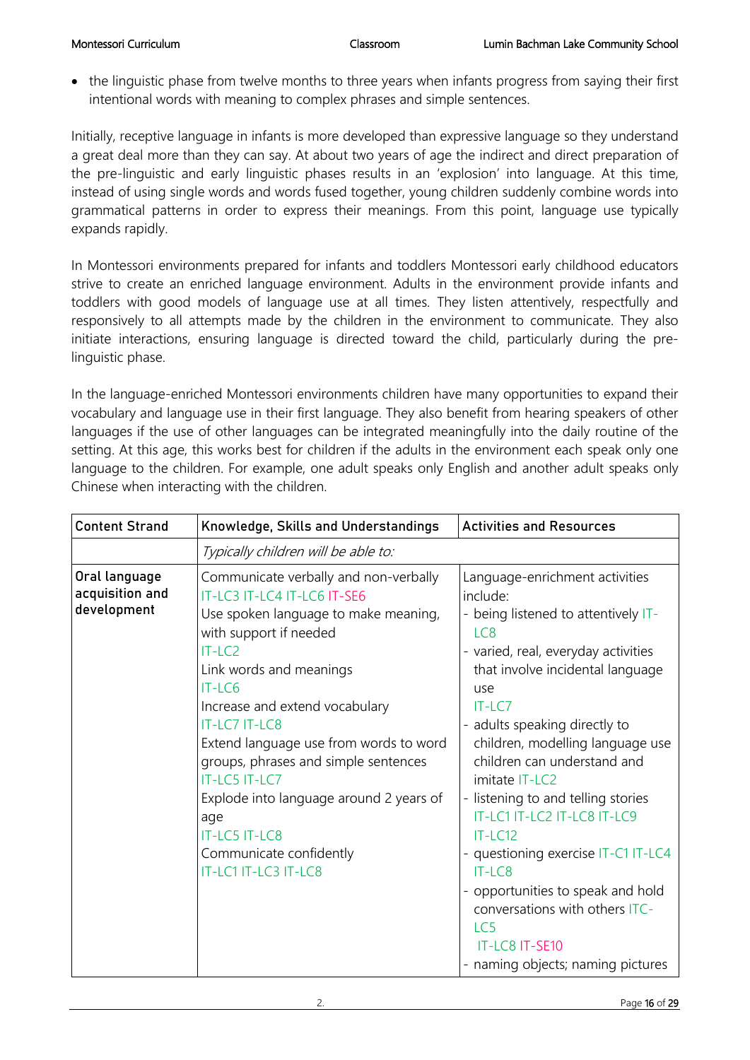- the linguistic phase from twelve months to three years when infants progress from saying their first intentional words with meaning to complex phrases and simple sentences.

Initially, receptive language in infants is more developed than expressive language so they understand a great deal more than they can say. At about two years of age the indirect and direct preparation of the pre-linguistic and early linguistic phases results in an 'explosion' into language. At this time, instead of using single words and words fused together, young children suddenly combine words into grammatical patterns in order to express their meanings. From this point, language use typically expands rapidly.

In Montessori environments prepared for infants and toddlers Montessori early childhood educators strive to create an enriched language environment. Adults in the environment provide infants and toddlers with good models of language use at all times. They listen attentively, respectfully and responsively to all attempts made by the children in the environment to communicate. They also initiate interactions, ensuring language is directed toward the child, particularly during the pre-linguistic phase.

In the language-enriched Montessori environments children have many opportunities to expand their vocabulary and language use in their first language. They also benefit from hearing speakers of other languages if the use of other languages can be integrated meaningfully into the daily routine of the setting. At this age, this works best for children if the adults in the environment each speak only one language to the children. For example, one adult speaks only English and another adult speaks only Chinese when interacting with the children.

| Content Strand | Knowledge, Skills and Understandings | Activities and Resources |
|---|---|---|
| | *Typically children will be able to:* | |
| **Oral language acquisition and development** | Communicate verbally and non-verbally IT-LC3 IT-LC4 IT-LC6 IT-SE6<br>Use spoken language to make meaning, with support if needed<br>IT-LC2<br>Link words and meanings<br>IT-LC6<br>Increase and extend vocabulary<br>IT-LC7 IT-LC8<br>Extend language use from words to word groups, phrases and simple sentences<br>IT-LC5 IT-LC7<br>Explode into language around 2 years of age<br>IT-LC5 IT-LC8<br>Communicate confidently<br>IT-LC1 IT-LC3 IT-LC8 | Language-enrichment activities include:<br>- being listened to attentively IT-LC8<br>- varied, real, everyday activities that involve incidental language use<br>IT-LC7<br>- adults speaking directly to children, modelling language use children can understand and imitate IT-LC2<br>- listening to and telling stories IT-LC1 IT-LC2 IT-LC8 IT-LC9 IT-LC12<br>- questioning exercise IT-C1 IT-LC4 IT-LC8<br>- opportunities to speak and hold conversations with others ITC-LC5 IT-LC8 IT-SE10<br>- naming objects; naming pictures |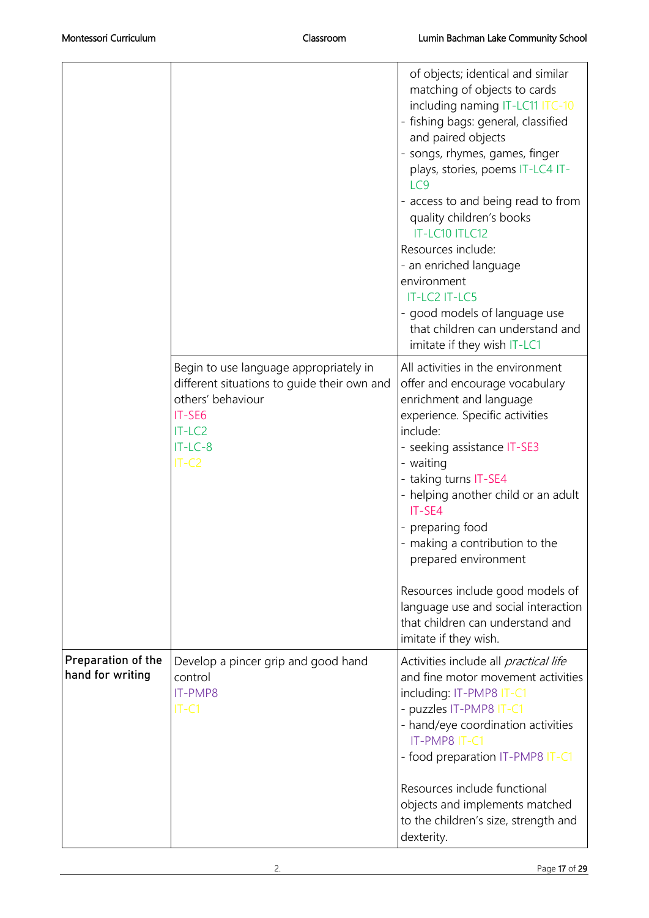| | | |
|---|---|---|
| | | of objects; identical and similar matching of objects to cards including naming IT-LC11 ITC-10<br>- fishing bags: general, classified and paired objects<br>- songs, rhymes, games, finger plays, stories, poems IT-LC4 IT-LC9<br>- access to and being read to from quality children's books IT-LC10 ITLC12<br>Resources include:<br>- an enriched language environment IT-LC2 IT-LC5<br>- good models of language use that children can understand and imitate if they wish IT-LC1 |
| | Begin to use language appropriately in different situations to guide their own and others' behaviour<br>IT-SE6<br>IT-LC2<br>IT-LC-8<br>IT-C2 | All activities in the environment offer and encourage vocabulary enrichment and language experience. Specific activities include:<br>- seeking assistance IT-SE3<br>- waiting<br>- taking turns IT-SE4<br>- helping another child or an adult IT-SE4<br>- preparing food<br>- making a contribution to the prepared environment<br><br>Resources include good models of language use and social interaction that children can understand and imitate if they wish. |
| **Preparation of the hand for writing** | Develop a pincer grip and good hand control<br>IT-PMP8<br>IT-C1 | Activities include all *practical life* and fine motor movement activities including: IT-PMP8 IT-C1<br>- puzzles IT-PMP8 IT-C1<br>- hand/eye coordination activities IT-PMP8 IT-C1<br>- food preparation IT-PMP8 IT-C1<br><br>Resources include functional objects and implements matched to the children's size, strength and dexterity. |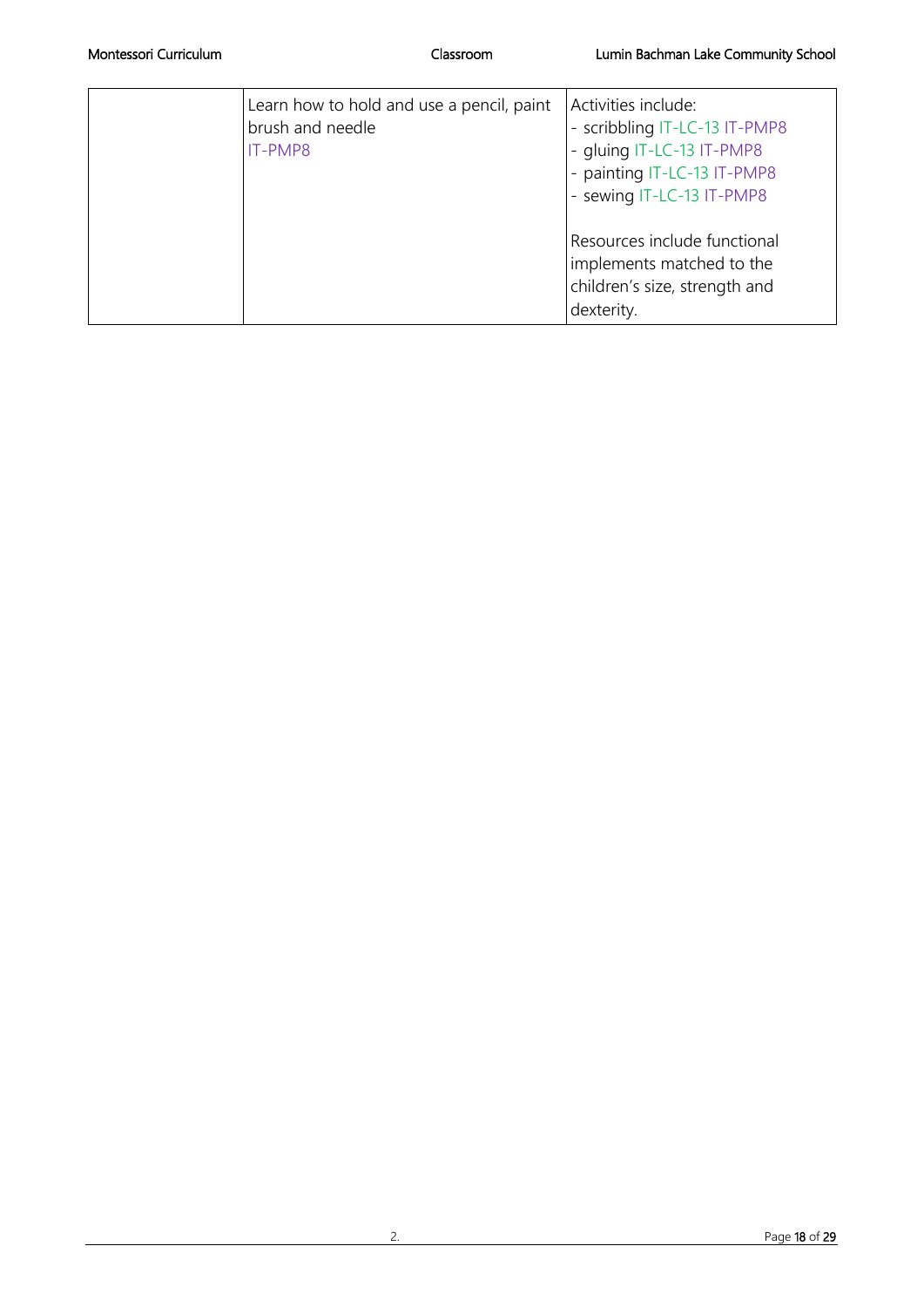|  |  |  |
|---|---|---|
|  | Learn how to hold and use a pencil, paint brush and needle<br>IT-PMP8 | Activities include:<br>- scribbling IT-LC-13 IT-PMP8<br>- gluing IT-LC-13 IT-PMP8<br>- painting IT-LC-13 IT-PMP8<br>- sewing IT-LC-13 IT-PMP8<br><br>Resources include functional implements matched to the children's size, strength and dexterity. |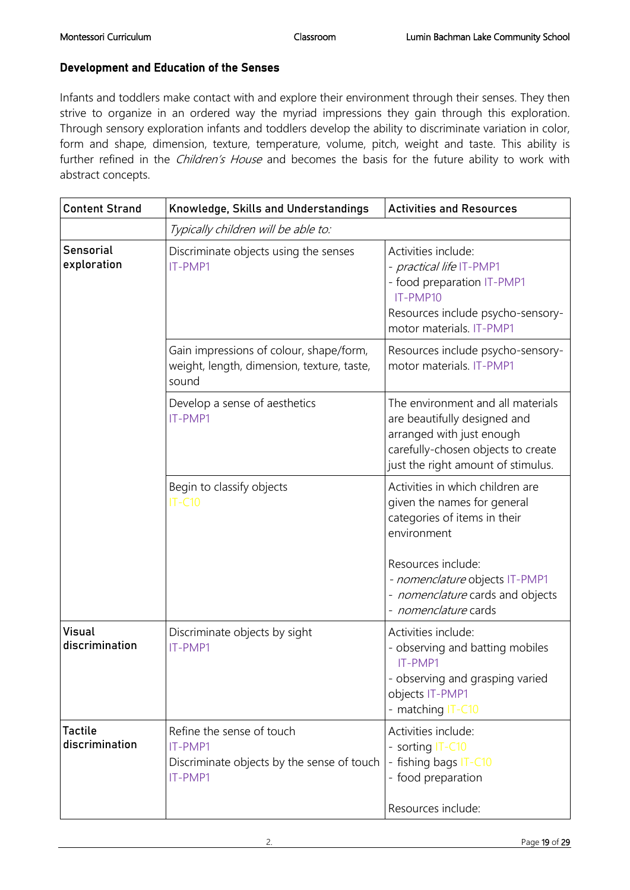### Development and Education of the Senses

Infants and toddlers make contact with and explore their environment through their senses. They then strive to organize in an ordered way the myriad impressions they gain through this exploration. Through sensory exploration infants and toddlers develop the ability to discriminate variation in color, form and shape, dimension, texture, temperature, volume, pitch, weight and taste. This ability is further refined in the *Children's House* and becomes the basis for the future ability to work with abstract concepts.

| Content Strand | Knowledge, Skills and Understandings | Activities and Resources |
|---|---|---|
| | *Typically children will be able to:* | |
| Sensorial exploration | Discriminate objects using the senses IT-PMP1 | Activities include:<br>- *practical life* IT-PMP1<br>- food preparation IT-PMP1 IT-PMP10<br>Resources include psycho-sensory-motor materials. IT-PMP1 |
| | Gain impressions of colour, shape/form, weight, length, dimension, texture, taste, sound | Resources include psycho-sensory-motor materials. IT-PMP1 |
| | Develop a sense of aesthetics IT-PMP1 | The environment and all materials are beautifully designed and arranged with just enough carefully-chosen objects to create just the right amount of stimulus. |
| | Begin to classify objects IT-C10 | Activities in which children are given the names for general categories of items in their environment<br><br>Resources include:<br>- *nomenclature* objects IT-PMP1<br>- *nomenclature* cards and objects<br>- *nomenclature* cards |
| Visual discrimination | Discriminate objects by sight IT-PMP1 | Activities include:<br>- observing and batting mobiles IT-PMP1<br>- observing and grasping varied objects IT-PMP1<br>- matching IT-C10 |
| Tactile discrimination | Refine the sense of touch IT-PMP1<br>Discriminate objects by the sense of touch IT-PMP1 | Activities include:<br>- sorting IT-C10<br>- fishing bags IT-C10<br>- food preparation<br><br>Resources include: |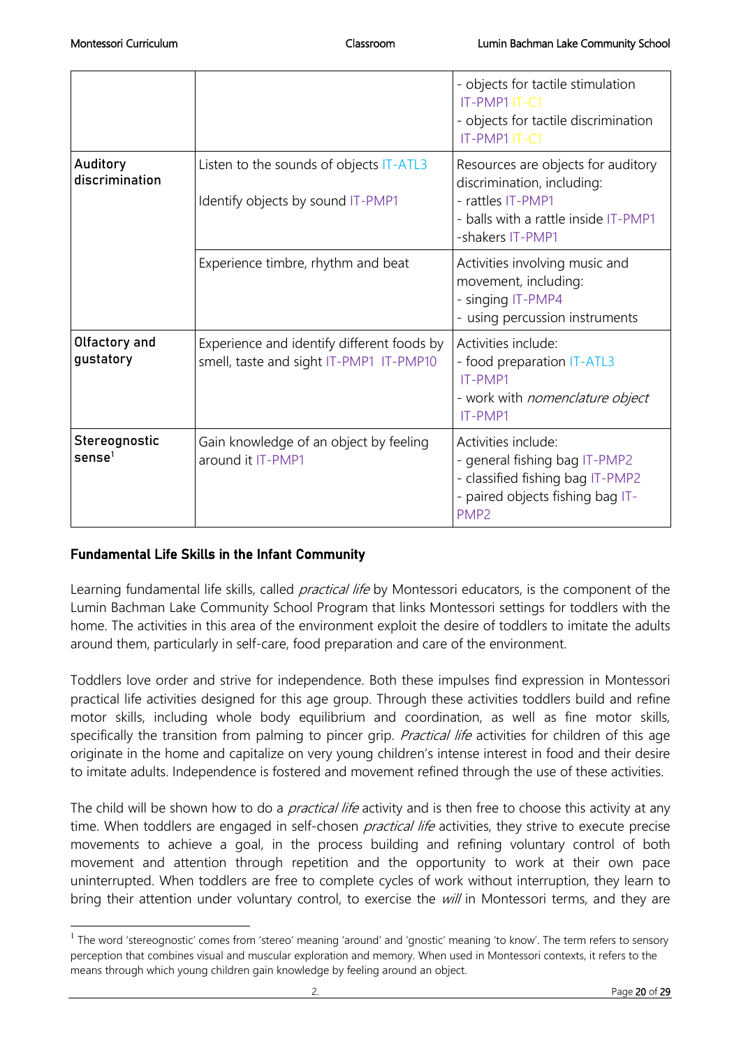| | | |
|---|---|---|
| | | - objects for tactile stimulation IT-PMP1 IT-C1<br>- objects for tactile discrimination IT-PMP1 IT-C1 |
| **Auditory discrimination** | Listen to the sounds of objects IT-ATL3<br><br>Identify objects by sound IT-PMP1 | Resources are objects for auditory discrimination, including:<br>- rattles IT-PMP1<br>- balls with a rattle inside IT-PMP1<br>-shakers IT-PMP1 |
| | Experience timbre, rhythm and beat | Activities involving music and movement, including:<br>- singing IT-PMP4<br>- using percussion instruments |
| **Olfactory and gustatory** | Experience and identify different foods by smell, taste and sight IT-PMP1 IT-PMP10 | Activities include:<br>- food preparation IT-ATL3 IT-PMP1<br>- work with *nomenclature object* IT-PMP1 |
| **Stereognostic sense**[1] | Gain knowledge of an object by feeling around it IT-PMP1 | Activities include:<br>- general fishing bag IT-PMP2<br>- classified fishing bag IT-PMP2<br>- paired objects fishing bag IT-PMP2 |

### Fundamental Life Skills in the Infant Community

Learning fundamental life skills, called *practical life* by Montessori educators, is the component of the Lumin Bachman Lake Community School Program that links Montessori settings for toddlers with the home. The activities in this area of the environment exploit the desire of toddlers to imitate the adults around them, particularly in self-care, food preparation and care of the environment.

Toddlers love order and strive for independence. Both these impulses find expression in Montessori practical life activities designed for this age group. Through these activities toddlers build and refine motor skills, including whole body equilibrium and coordination, as well as fine motor skills, specifically the transition from palming to pincer grip. *Practical life* activities for children of this age originate in the home and capitalize on very young children's intense interest in food and their desire to imitate adults. Independence is fostered and movement refined through the use of these activities.

The child will be shown how to do a *practical life* activity and is then free to choose this activity at any time. When toddlers are engaged in self-chosen *practical life* activities, they strive to execute precise movements to achieve a goal, in the process building and refining voluntary control of both movement and attention through repetition and the opportunity to work at their own pace uninterrupted. When toddlers are free to complete cycles of work without interruption, they learn to bring their attention under voluntary control, to exercise the *will* in Montessori terms, and they are

[1] The word 'stereognostic' comes from 'stereo' meaning 'around' and 'gnostic' meaning 'to know'. The term refers to sensory perception that combines visual and muscular exploration and memory. When used in Montessori contexts, it refers to the means through which young children gain knowledge by feeling around an object.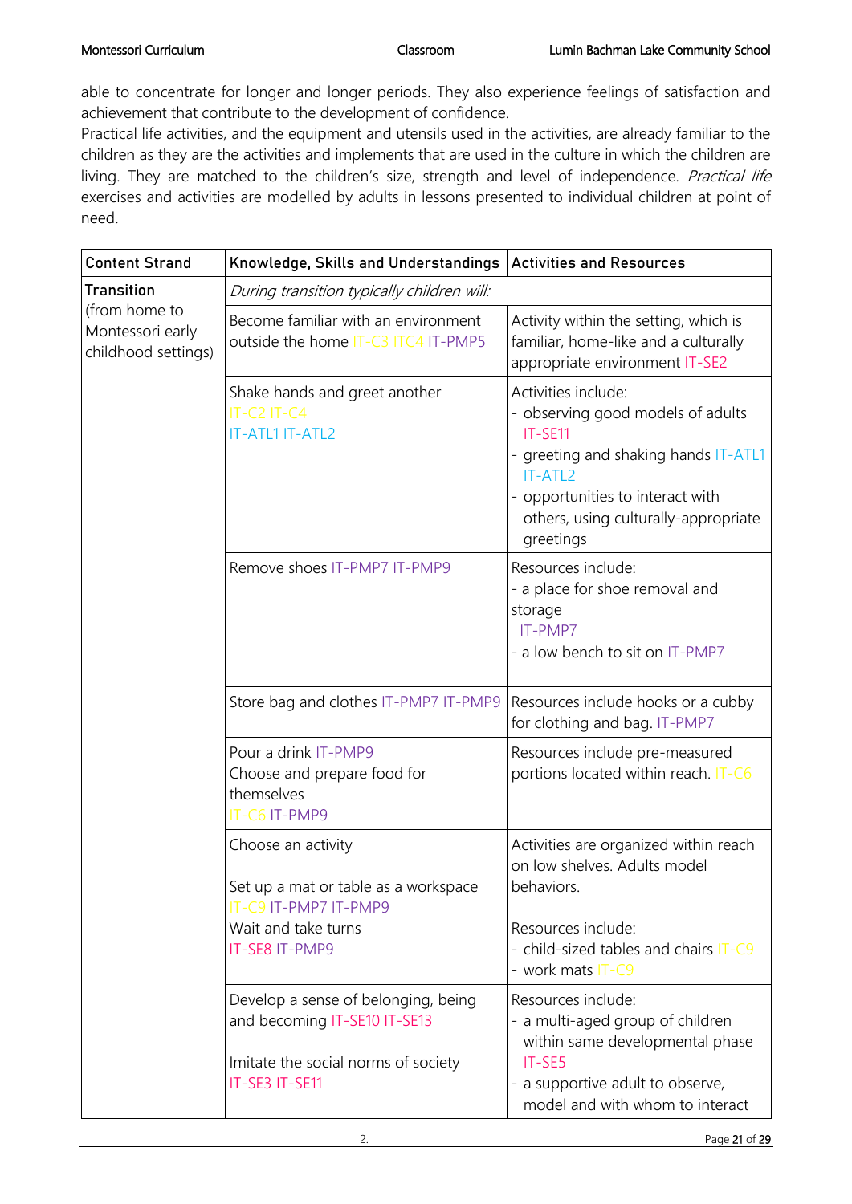able to concentrate for longer and longer periods. They also experience feelings of satisfaction and achievement that contribute to the development of confidence.
Practical life activities, and the equipment and utensils used in the activities, are already familiar to the children as they are the activities and implements that are used in the culture in which the children are living. They are matched to the children's size, strength and level of independence. *Practical life* exercises and activities are modelled by adults in lessons presented to individual children at point of need.

| Content Strand | Knowledge, Skills and Understandings | Activities and Resources |
|---|---|---|
| **Transition** (from home to Montessori early childhood settings) | *During transition typically children will:* | |
| | Become familiar with an environment outside the home IT-C3 ITC4 IT-PMP5 | Activity within the setting, which is familiar, home-like and a culturally appropriate environment IT-SE2 |
| | Shake hands and greet another IT-C2 IT-C4 IT-ATL1 IT-ATL2 | Activities include:<br>- observing good models of adults IT-SE11<br>- greeting and shaking hands IT-ATL1 IT-ATL2<br>- opportunities to interact with others, using culturally-appropriate greetings |
| | Remove shoes IT-PMP7 IT-PMP9 | Resources include:<br>- a place for shoe removal and storage IT-PMP7<br>- a low bench to sit on IT-PMP7 |
| | Store bag and clothes IT-PMP7 IT-PMP9 | Resources include hooks or a cubby for clothing and bag. IT-PMP7 |
| | Pour a drink IT-PMP9<br>Choose and prepare food for themselves IT-C6 IT-PMP9 | Resources include pre-measured portions located within reach. IT-C6 |
| | Choose an activity<br><br>Set up a mat or table as a workspace IT-C9 IT-PMP7 IT-PMP9<br>Wait and take turns IT-SE8 IT-PMP9 | Activities are organized within reach on low shelves. Adults model behaviors.<br><br>Resources include:<br>- child-sized tables and chairs IT-C9<br>- work mats IT-C9 |
| | Develop a sense of belonging, being and becoming IT-SE10 IT-SE13<br><br>Imitate the social norms of society IT-SE3 IT-SE11 | Resources include:<br>- a multi-aged group of children within same developmental phase IT-SE5<br>- a supportive adult to observe, model and with whom to interact |

2.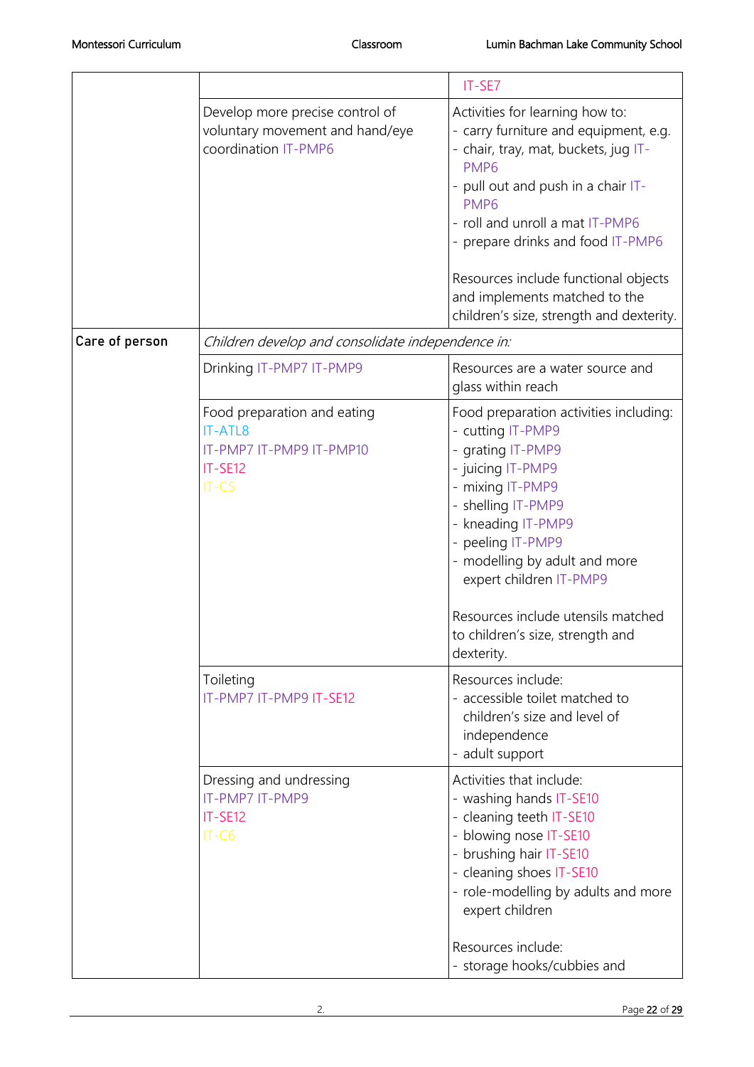| | | |
|---|---|---|
| | | IT-SE7 |
| | Develop more precise control of voluntary movement and hand/eye coordination IT-PMP6 | Activities for learning how to:<br>- carry furniture and equipment, e.g.<br>- chair, tray, mat, buckets, jug IT-PMP6<br>- pull out and push in a chair IT-PMP6<br>- roll and unroll a mat IT-PMP6<br>- prepare drinks and food IT-PMP6<br><br>Resources include functional objects and implements matched to the children's size, strength and dexterity. |
| **Care of person** | *Children develop and consolidate independence in:* | |
| | Drinking IT-PMP7 IT-PMP9 | Resources are a water source and glass within reach |
| | Food preparation and eating<br>IT-ATL8<br>IT-PMP7 IT-PMP9 IT-PMP10<br>IT-SE12<br>IT-C5 | Food preparation activities including:<br>- cutting IT-PMP9<br>- grating IT-PMP9<br>- juicing IT-PMP9<br>- mixing IT-PMP9<br>- shelling IT-PMP9<br>- kneading IT-PMP9<br>- peeling IT-PMP9<br>- modelling by adult and more expert children IT-PMP9<br><br>Resources include utensils matched to children's size, strength and dexterity. |
| | Toileting<br>IT-PMP7 IT-PMP9 IT-SE12 | Resources include:<br>- accessible toilet matched to children's size and level of independence<br>- adult support |
| | Dressing and undressing<br>IT-PMP7 IT-PMP9<br>IT-SE12<br>IT-C6 | Activities that include:<br>- washing hands IT-SE10<br>- cleaning teeth IT-SE10<br>- blowing nose IT-SE10<br>- brushing hair IT-SE10<br>- cleaning shoes IT-SE10<br>- role-modelling by adults and more expert children<br><br>Resources include:<br>- storage hooks/cubbies and |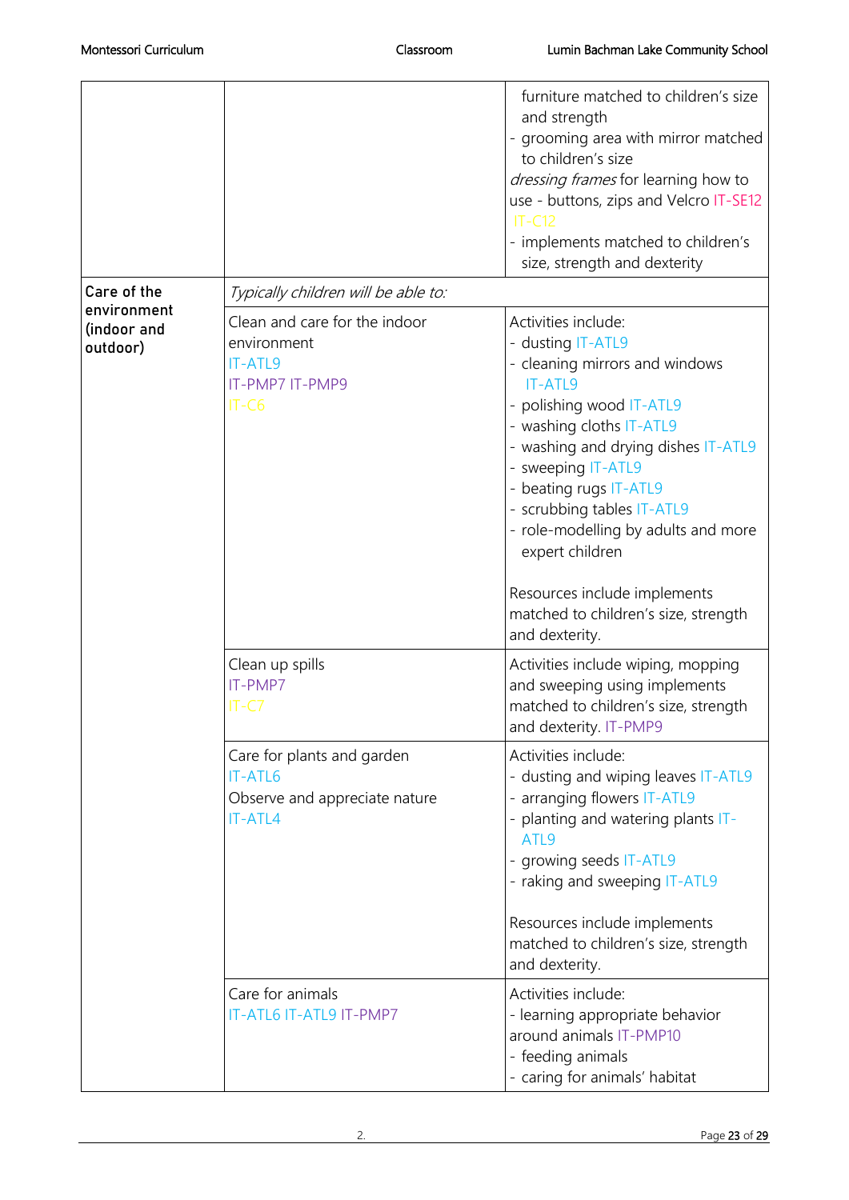| | | |
|---|---|---|
| | | furniture matched to children's size and strength<br>- grooming area with mirror matched to children's size<br>*dressing frames* for learning how to use - buttons, zips and Velcro IT-SE12 IT-C12<br>- implements matched to children's size, strength and dexterity |
| **Care of the environment (indoor and outdoor)** | *Typically children will be able to:* | |
| | Clean and care for the indoor environment<br>IT-ATL9<br>IT-PMP7 IT-PMP9<br>IT-C6 | Activities include:<br>- dusting IT-ATL9<br>- cleaning mirrors and windows IT-ATL9<br>- polishing wood IT-ATL9<br>- washing cloths IT-ATL9<br>- washing and drying dishes IT-ATL9<br>- sweeping IT-ATL9<br>- beating rugs IT-ATL9<br>- scrubbing tables IT-ATL9<br>- role-modelling by adults and more expert children<br><br>Resources include implements matched to children's size, strength and dexterity. |
| | Clean up spills<br>IT-PMP7<br>IT-C7 | Activities include wiping, mopping and sweeping using implements matched to children's size, strength and dexterity. IT-PMP9 |
| | Care for plants and garden<br>IT-ATL6<br>Observe and appreciate nature<br>IT-ATL4 | Activities include:<br>- dusting and wiping leaves IT-ATL9<br>- arranging flowers IT-ATL9<br>- planting and watering plants IT-ATL9<br>- growing seeds IT-ATL9<br>- raking and sweeping IT-ATL9<br><br>Resources include implements matched to children's size, strength and dexterity. |
| | Care for animals<br>IT-ATL6 IT-ATL9 IT-PMP7 | Activities include:<br>- learning appropriate behavior around animals IT-PMP10<br>- feeding animals<br>- caring for animals' habitat |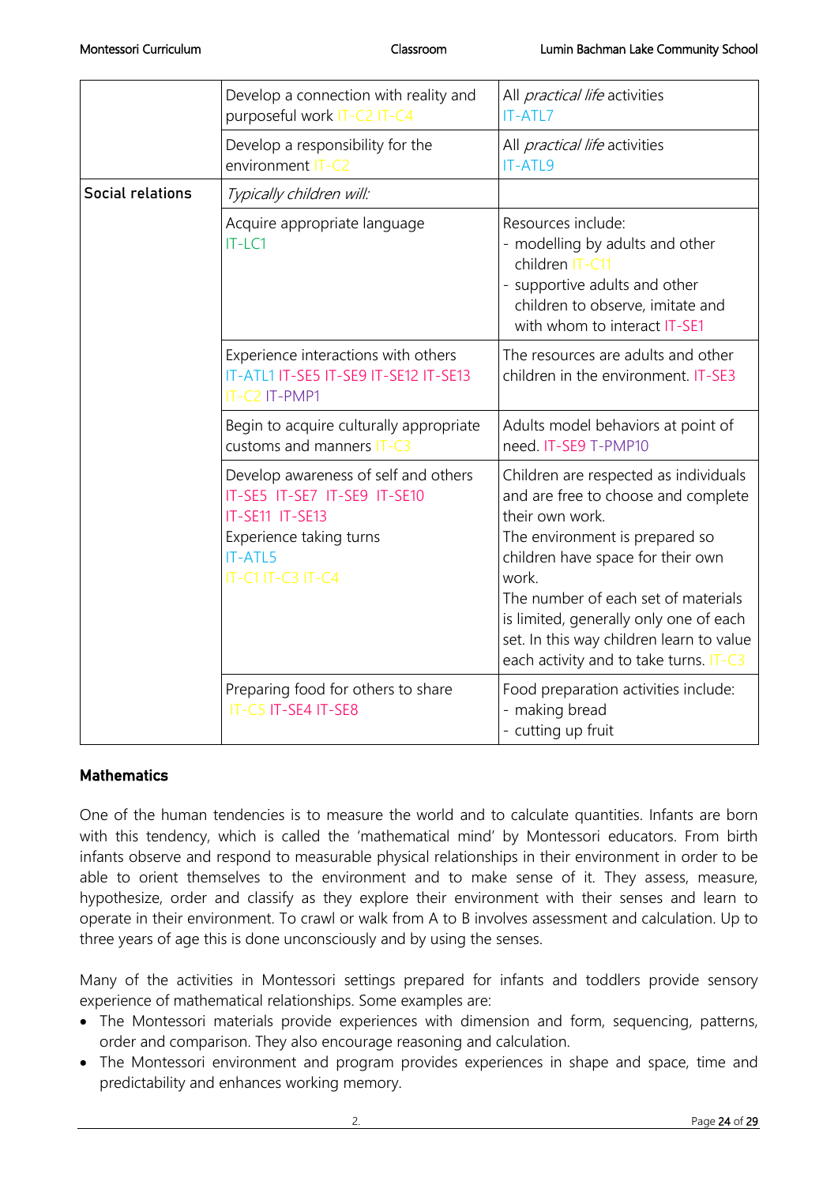| | | |
|---|---|---|
| | Develop a connection with reality and purposeful work IT-C2 IT-C4 | All *practical life* activities<br>IT-ATL7 |
| | Develop a responsibility for the environment IT-C2 | All *practical life* activities<br>IT-ATL9 |
| **Social relations** | *Typically children will:* | |
| | Acquire appropriate language<br>IT-LC1 | Resources include:<br>- modelling by adults and other children IT-C11<br>- supportive adults and other children to observe, imitate and with whom to interact IT-SE1 |
| | Experience interactions with others<br>IT-ATL1 IT-SE5 IT-SE9 IT-SE12 IT-SE13 IT-C2 IT-PMP1 | The resources are adults and other children in the environment. IT-SE3 |
| | Begin to acquire culturally appropriate customs and manners IT-C3 | Adults model behaviors at point of need. IT-SE9 T-PMP10 |
| | Develop awareness of self and others<br>IT-SE5 IT-SE7 IT-SE9 IT-SE10 IT-SE11 IT-SE13<br>Experience taking turns<br>IT-ATL5<br>IT-C1 IT-C3 IT-C4 | Children are respected as individuals and are free to choose and complete their own work.<br>The environment is prepared so children have space for their own work.<br>The number of each set of materials is limited, generally only one of each set. In this way children learn to value each activity and to take turns. IT-C3 |
| | Preparing food for others to share<br>IT-C5 IT-SE4 IT-SE8 | Food preparation activities include:<br>- making bread<br>- cutting up fruit |

**Mathematics**

One of the human tendencies is to measure the world and to calculate quantities. Infants are born with this tendency, which is called the 'mathematical mind' by Montessori educators. From birth infants observe and respond to measurable physical relationships in their environment in order to be able to orient themselves to the environment and to make sense of it. They assess, measure, hypothesize, order and classify as they explore their environment with their senses and learn to operate in their environment. To crawl or walk from A to B involves assessment and calculation. Up to three years of age this is done unconsciously and by using the senses.

Many of the activities in Montessori settings prepared for infants and toddlers provide sensory experience of mathematical relationships. Some examples are:

- The Montessori materials provide experiences with dimension and form, sequencing, patterns, order and comparison. They also encourage reasoning and calculation.
- The Montessori environment and program provides experiences in shape and space, time and predictability and enhances working memory.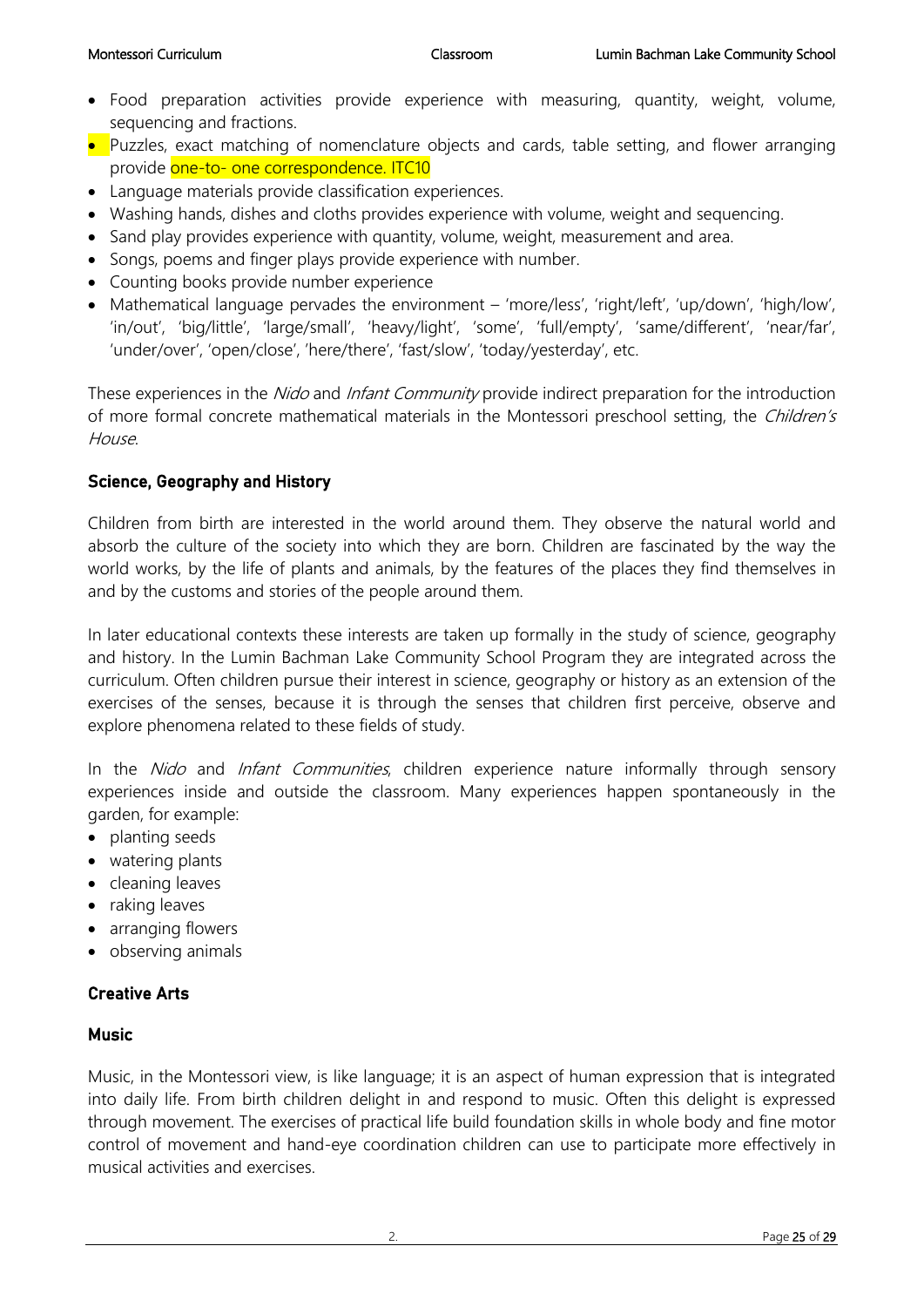- Food preparation activities provide experience with measuring, quantity, weight, volume, sequencing and fractions.
- Puzzles, exact matching of nomenclature objects and cards, table setting, and flower arranging provide one-to- one correspondence. ITC10
- Language materials provide classification experiences.
- Washing hands, dishes and cloths provides experience with volume, weight and sequencing.
- Sand play provides experience with quantity, volume, weight, measurement and area.
- Songs, poems and finger plays provide experience with number.
- Counting books provide number experience
- Mathematical language pervades the environment – 'more/less', 'right/left', 'up/down', 'high/low', 'in/out', 'big/little', 'large/small', 'heavy/light', 'some', 'full/empty', 'same/different', 'near/far', 'under/over', 'open/close', 'here/there', 'fast/slow', 'today/yesterday', etc.

These experiences in the *Nido* and *Infant Community* provide indirect preparation for the introduction of more formal concrete mathematical materials in the Montessori preschool setting, the *Children's House*.

### Science, Geography and History

Children from birth are interested in the world around them. They observe the natural world and absorb the culture of the society into which they are born. Children are fascinated by the way the world works, by the life of plants and animals, by the features of the places they find themselves in and by the customs and stories of the people around them.

In later educational contexts these interests are taken up formally in the study of science, geography and history. In the Lumin Bachman Lake Community School Program they are integrated across the curriculum. Often children pursue their interest in science, geography or history as an extension of the exercises of the senses, because it is through the senses that children first perceive, observe and explore phenomena related to these fields of study.

In the *Nido* and *Infant Communities*, children experience nature informally through sensory experiences inside and outside the classroom. Many experiences happen spontaneously in the garden, for example:

- planting seeds
- watering plants
- cleaning leaves
- raking leaves
- arranging flowers
- observing animals

### Creative Arts

#### Music

Music, in the Montessori view, is like language; it is an aspect of human expression that is integrated into daily life. From birth children delight in and respond to music. Often this delight is expressed through movement. The exercises of practical life build foundation skills in whole body and fine motor control of movement and hand-eye coordination children can use to participate more effectively in musical activities and exercises.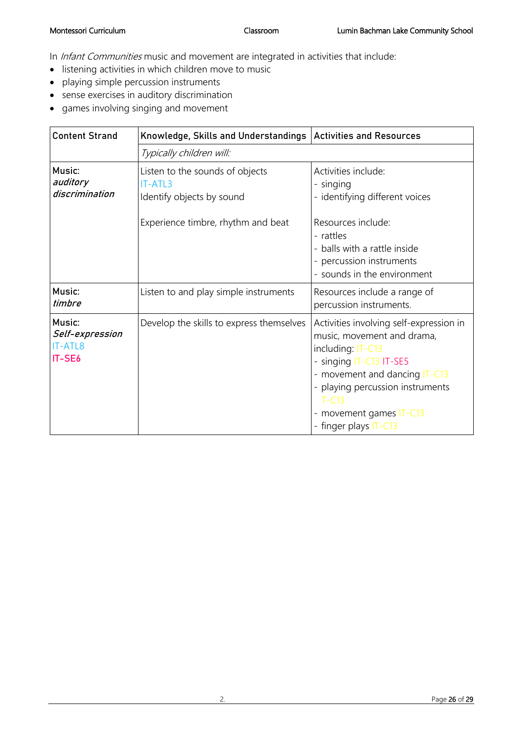In *Infant Communities* music and movement are integrated in activities that include:

- listening activities in which children move to music
- playing simple percussion instruments
- sense exercises in auditory discrimination
- games involving singing and movement

| Content Strand | Knowledge, Skills and Understandings | Activities and Resources |
|---|---|---|
| | *Typically children will:* | |
| Music: ***auditory discrimination*** | Listen to the sounds of objects IT-ATL3<br>Identify objects by sound<br><br>Experience timbre, rhythm and beat | Activities include:<br>- singing<br>- identifying different voices<br><br>Resources include:<br>- rattles<br>- balls with a rattle inside<br>- percussion instruments<br>- sounds in the environment |
| Music: ***timbre*** | Listen to and play simple instruments | Resources include a range of percussion instruments. |
| Music: ***Self-expression*** IT-ATL8 **IT-SE6** | Develop the skills to express themselves | Activities involving self-expression in music, movement and drama, including: IT-C13<br>- singing IT-C13 IT-SE5<br>- movement and dancing IT-C13<br>- playing percussion instruments T-C13<br>- movement games IT-C13<br>- finger plays IT-C13 |

2.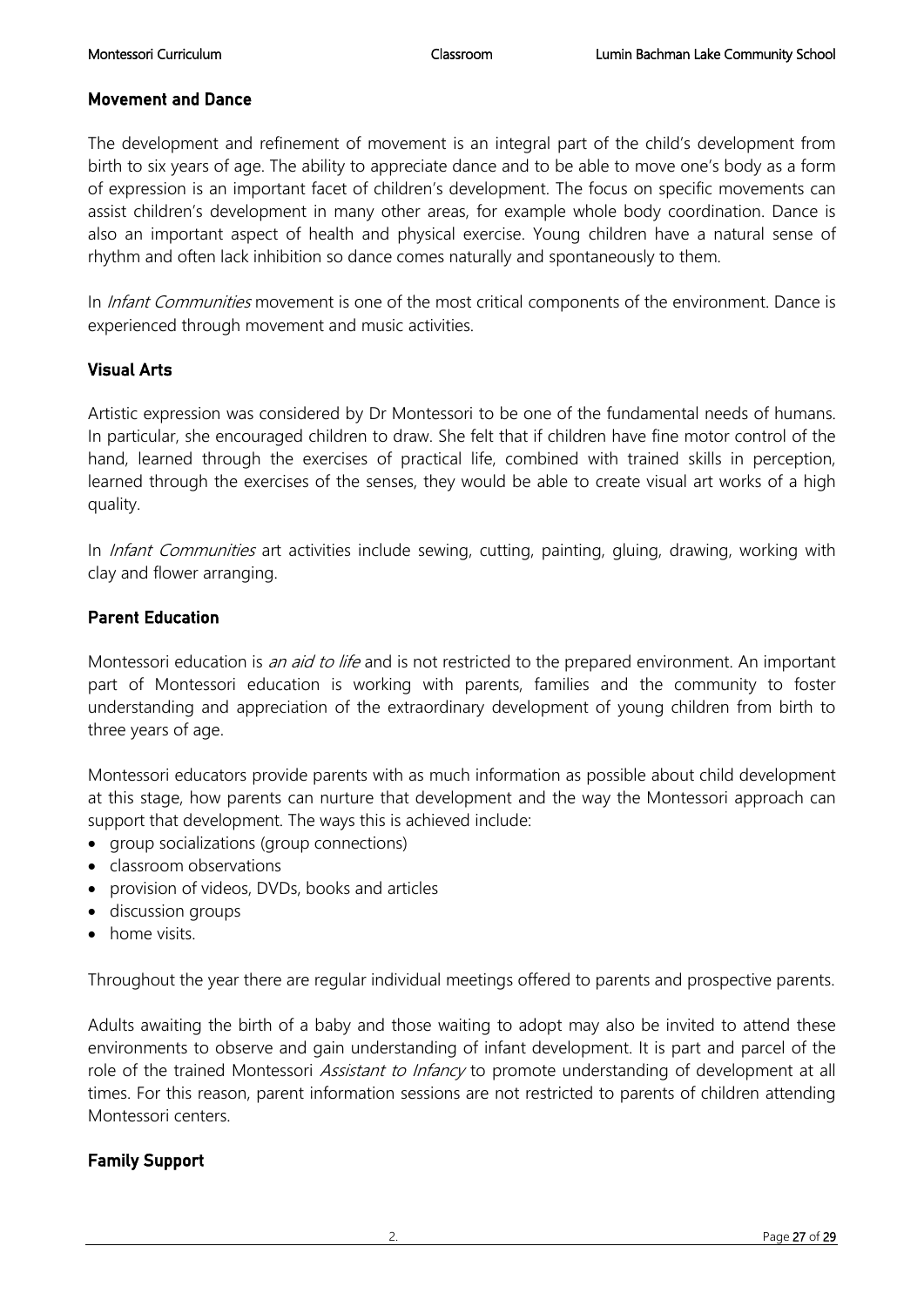## Movement and Dance

The development and refinement of movement is an integral part of the child's development from birth to six years of age. The ability to appreciate dance and to be able to move one's body as a form of expression is an important facet of children's development. The focus on specific movements can assist children's development in many other areas, for example whole body coordination. Dance is also an important aspect of health and physical exercise. Young children have a natural sense of rhythm and often lack inhibition so dance comes naturally and spontaneously to them.

In *Infant Communities* movement is one of the most critical components of the environment. Dance is experienced through movement and music activities.

## Visual Arts

Artistic expression was considered by Dr Montessori to be one of the fundamental needs of humans. In particular, she encouraged children to draw. She felt that if children have fine motor control of the hand, learned through the exercises of practical life, combined with trained skills in perception, learned through the exercises of the senses, they would be able to create visual art works of a high quality.

In *Infant Communities* art activities include sewing, cutting, painting, gluing, drawing, working with clay and flower arranging.

## Parent Education

Montessori education is *an aid to life* and is not restricted to the prepared environment. An important part of Montessori education is working with parents, families and the community to foster understanding and appreciation of the extraordinary development of young children from birth to three years of age.

Montessori educators provide parents with as much information as possible about child development at this stage, how parents can nurture that development and the way the Montessori approach can support that development. The ways this is achieved include:

- group socializations (group connections)
- classroom observations
- provision of videos, DVDs, books and articles
- discussion groups
- home visits.

Throughout the year there are regular individual meetings offered to parents and prospective parents.

Adults awaiting the birth of a baby and those waiting to adopt may also be invited to attend these environments to observe and gain understanding of infant development. It is part and parcel of the role of the trained Montessori *Assistant to Infancy* to promote understanding of development at all times. For this reason, parent information sessions are not restricted to parents of children attending Montessori centers.

## Family Support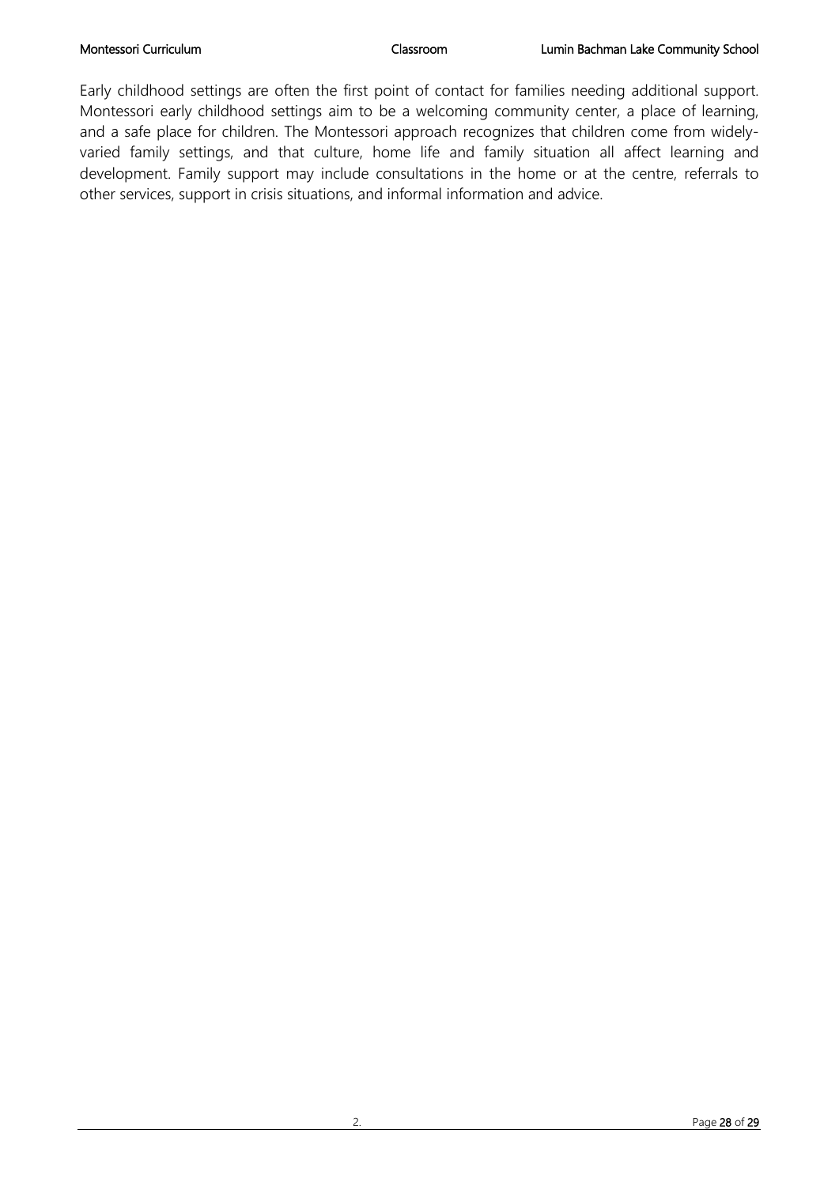Early childhood settings are often the first point of contact for families needing additional support. Montessori early childhood settings aim to be a welcoming community center, a place of learning, and a safe place for children. The Montessori approach recognizes that children come from widely-varied family settings, and that culture, home life and family situation all affect learning and development. Family support may include consultations in the home or at the centre, referrals to other services, support in crisis situations, and informal information and advice.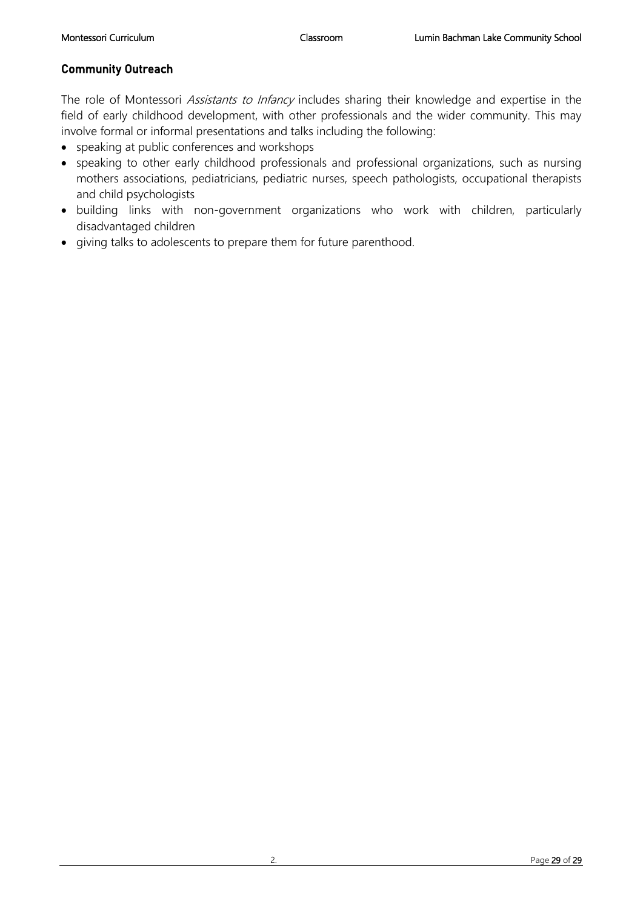### Community Outreach

The role of Montessori *Assistants to Infancy* includes sharing their knowledge and expertise in the field of early childhood development, with other professionals and the wider community. This may involve formal or informal presentations and talks including the following:

- speaking at public conferences and workshops
- speaking to other early childhood professionals and professional organizations, such as nursing mothers associations, pediatricians, pediatric nurses, speech pathologists, occupational therapists and child psychologists
- building links with non-government organizations who work with children, particularly disadvantaged children
- giving talks to adolescents to prepare them for future parenthood.